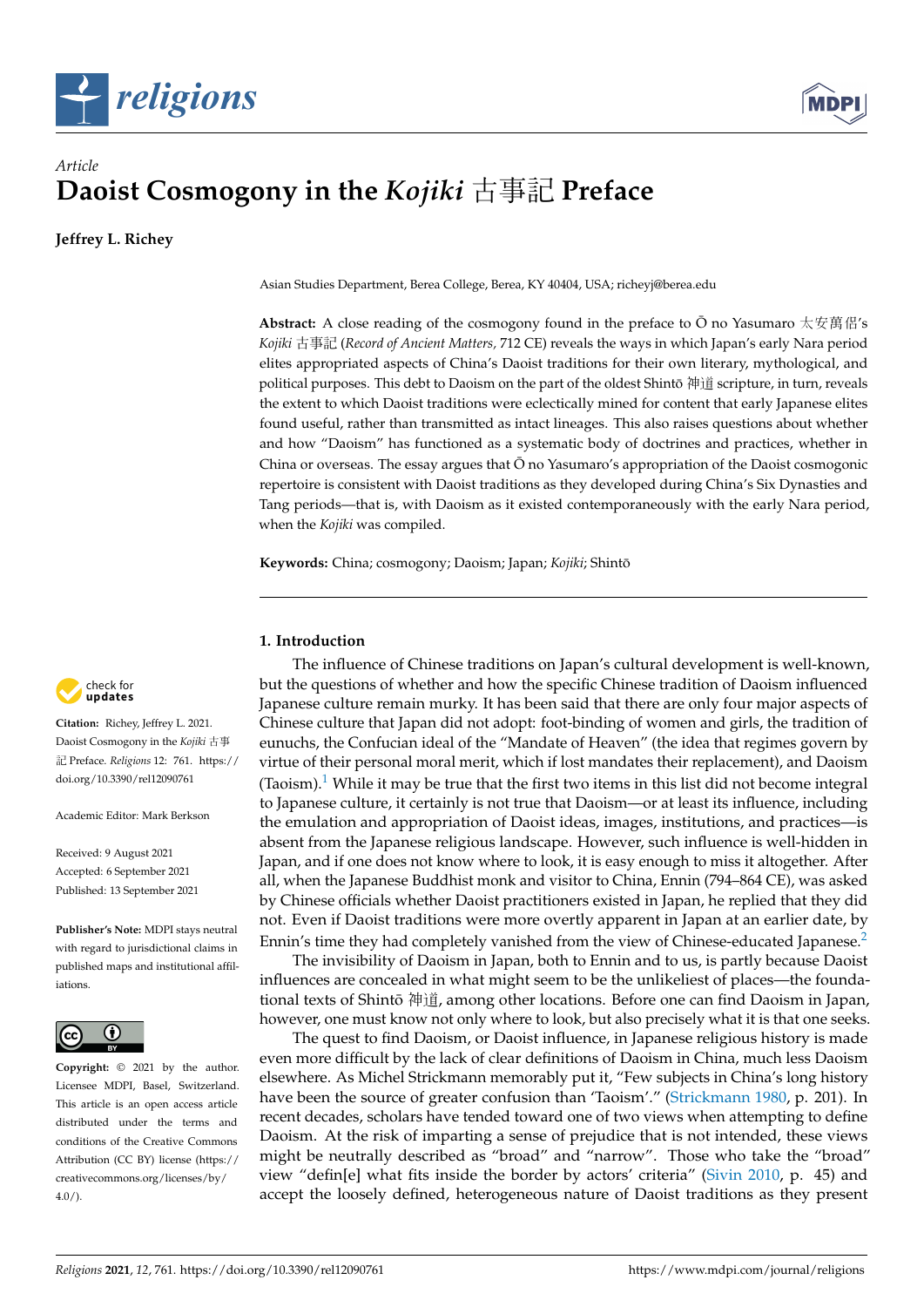Article

# Daoist Cosmogony in the *Kojiki* 古事記 Preface

**Jeffrey L. Richey**

Asian Studies Department, Berea College, Berea, KY 40404, USA; richeyj@berea.edu

**Abstract:** A close reading of the cosmogony found in the preface to Ō no Yasumaro 太安萬侶's *Kojiki* 古事記 (*Record of Ancient Matters*, 712 CE) reveals the ways in which Japan's early Nara period elites appropriated aspects of China's Daoist traditions for their own literary, mythological, and political purposes. This debt to Daoism on the part of the oldest Shintō 神道 scripture, in turn, reveals the extent to which Daoist traditions were eclectically mined for content that early Japanese elites found useful, rather than transmitted as intact lineages. This also raises questions about whether and how "Daoism" has functioned as a systematic body of doctrines and practices, whether in China or overseas. The essay argues that Ō no Yasumaro's appropriation of the Daoist cosmogonic repertoire is consistent with Daoist traditions as they developed during China's Six Dynasties and Tang periods—that is, with Daoism as it existed contemporaneously with the early Nara period, when the *Kojiki* was compiled.

**Keywords:** China; cosmogony; Daoism; Japan; *Kojiki*; Shintō

**Citation:** Richey, Jeffrey L. 2021. Daoist Cosmogony in the *Kojiki* 古事記 Preface. *Religions* 12: 761. https://doi.org/10.3390/rel12090761

Academic Editor: Mark Berkson

Received: 9 August 2021
Accepted: 6 September 2021
Published: 13 September 2021

**Publisher's Note:** MDPI stays neutral with regard to jurisdictional claims in published maps and institutional affiliations.

**Copyright:** © 2021 by the author. Licensee MDPI, Basel, Switzerland. This article is an open access article distributed under the terms and conditions of the Creative Commons Attribution (CC BY) license (https://creativecommons.org/licenses/by/4.0/).

## 1. Introduction

The influence of Chinese traditions on Japan's cultural development is well-known, but the questions of whether and how the specific Chinese tradition of Daoism influenced Japanese culture remain murky. It has been said that there are only four major aspects of Chinese culture that Japan did not adopt: foot-binding of women and girls, the tradition of eunuchs, the Confucian ideal of the "Mandate of Heaven" (the idea that regimes govern by virtue of their personal moral merit, which if lost mandates their replacement), and Daoism (Taoism).[1] While it may be true that the first two items in this list did not become integral to Japanese culture, it certainly is not true that Daoism—or at least its influence, including the emulation and appropriation of Daoist ideas, images, institutions, and practices—is absent from the Japanese religious landscape. However, such influence is well-hidden in Japan, and if one does not know where to look, it is easy enough to miss it altogether. After all, when the Japanese Buddhist monk and visitor to China, Ennin (794–864 CE), was asked by Chinese officials whether Daoist practitioners existed in Japan, he replied that they did not. Even if Daoist traditions were more overtly apparent in Japan at an earlier date, by Ennin's time they had completely vanished from the view of Chinese-educated Japanese.[2]

The invisibility of Daoism in Japan, both to Ennin and to us, is partly because Daoist influences are concealed in what might seem to be the unlikeliest of places—the foundational texts of Shintō 神道, among other locations. Before one can find Daoism in Japan, however, one must know not only where to look, but also precisely what it is that one seeks.

The quest to find Daoism, or Daoist influence, in Japanese religious history is made even more difficult by the lack of clear definitions of Daoism in China, much less Daoism elsewhere. As Michel Strickmann memorably put it, "Few subjects in China's long history have been the source of greater confusion than 'Taoism'." (Strickmann 1980, p. 201). In recent decades, scholars have tended toward one of two views when attempting to define Daoism. At the risk of imparting a sense of prejudice that is not intended, these views might be neutrally described as "broad" and "narrow". Those who take the "broad" view "defin[e] what fits inside the border by actors' criteria" (Sivin 2010, p. 45) and accept the loosely defined, heterogeneous nature of Daoist traditions as they present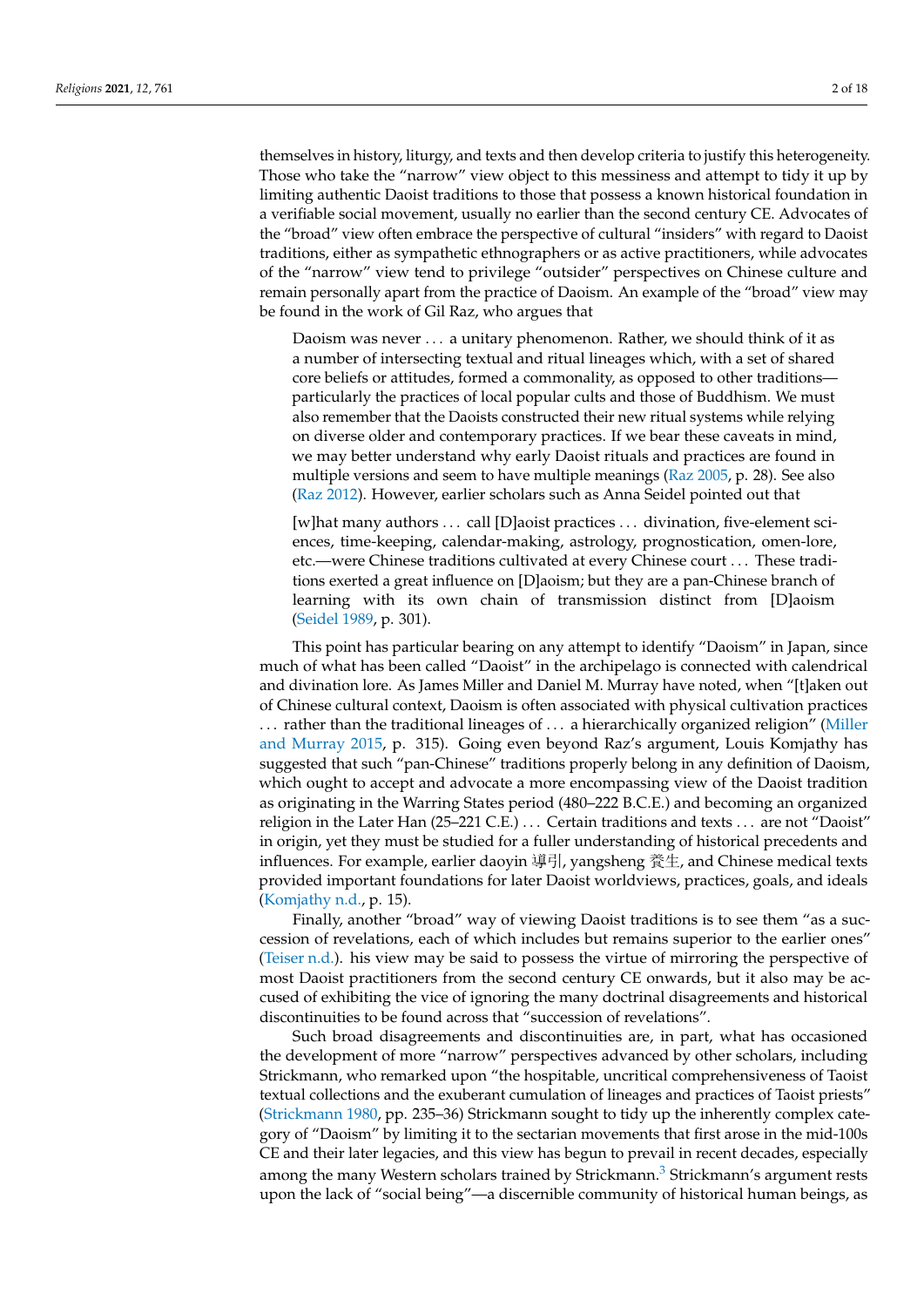themselves in history, liturgy, and texts and then develop criteria to justify this heterogeneity. Those who take the "narrow" view object to this messiness and attempt to tidy it up by limiting authentic Daoist traditions to those that possess a known historical foundation in a verifiable social movement, usually no earlier than the second century CE. Advocates of the "broad" view often embrace the perspective of cultural "insiders" with regard to Daoist traditions, either as sympathetic ethnographers or as active practitioners, while advocates of the "narrow" view tend to privilege "outsider" perspectives on Chinese culture and remain personally apart from the practice of Daoism. An example of the "broad" view may be found in the work of Gil Raz, who argues that

> Daoism was never . . . a unitary phenomenon. Rather, we should think of it as a number of intersecting textual and ritual lineages which, with a set of shared core beliefs or attitudes, formed a commonality, as opposed to other traditions—particularly the practices of local popular cults and those of Buddhism. We must also remember that the Daoists constructed their new ritual systems while relying on diverse older and contemporary practices. If we bear these caveats in mind, we may better understand why early Daoist rituals and practices are found in multiple versions and seem to have multiple meanings (Raz 2005, p. 28). See also (Raz 2012). However, earlier scholars such as Anna Seidel pointed out that

> [w]hat many authors . . . call [D]aoist practices . . . divination, five-element sciences, time-keeping, calendar-making, astrology, prognostication, omen-lore, etc.—were Chinese traditions cultivated at every Chinese court . . . These traditions exerted a great influence on [D]aoism; but they are a pan-Chinese branch of learning with its own chain of transmission distinct from [D]aoism (Seidel 1989, p. 301).

This point has particular bearing on any attempt to identify "Daoism" in Japan, since much of what has been called "Daoist" in the archipelago is connected with calendrical and divination lore. As James Miller and Daniel M. Murray have noted, when "[t]aken out of Chinese cultural context, Daoism is often associated with physical cultivation practices . . . rather than the traditional lineages of . . . a hierarchically organized religion" (Miller and Murray 2015, p. 315). Going even beyond Raz's argument, Louis Komjathy has suggested that such "pan-Chinese" traditions properly belong in any definition of Daoism, which ought to accept and advocate a more encompassing view of the Daoist tradition as originating in the Warring States period (480–222 B.C.E.) and becoming an organized religion in the Later Han (25–221 C.E.) . . . Certain traditions and texts . . . are not "Daoist" in origin, yet they must be studied for a fuller understanding of historical precedents and influences. For example, earlier daoyin 導引, yangsheng 養生, and Chinese medical texts provided important foundations for later Daoist worldviews, practices, goals, and ideals (Komjathy n.d., p. 15).

Finally, another "broad" way of viewing Daoist traditions is to see them "as a succession of revelations, each of which includes but remains superior to the earlier ones" (Teiser n.d.). his view may be said to possess the virtue of mirroring the perspective of most Daoist practitioners from the second century CE onwards, but it also may be accused of exhibiting the vice of ignoring the many doctrinal disagreements and historical discontinuities to be found across that "succession of revelations".

Such broad disagreements and discontinuities are, in part, what has occasioned the development of more "narrow" perspectives advanced by other scholars, including Strickmann, who remarked upon "the hospitable, uncritical comprehensiveness of Taoist textual collections and the exuberant cumulation of lineages and practices of Taoist priests" (Strickmann 1980, pp. 235–36) Strickmann sought to tidy up the inherently complex category of "Daoism" by limiting it to the sectarian movements that first arose in the mid-100s CE and their later legacies, and this view has begun to prevail in recent decades, especially among the many Western scholars trained by Strickmann.[3] Strickmann's argument rests upon the lack of "social being"—a discernible community of historical human beings, as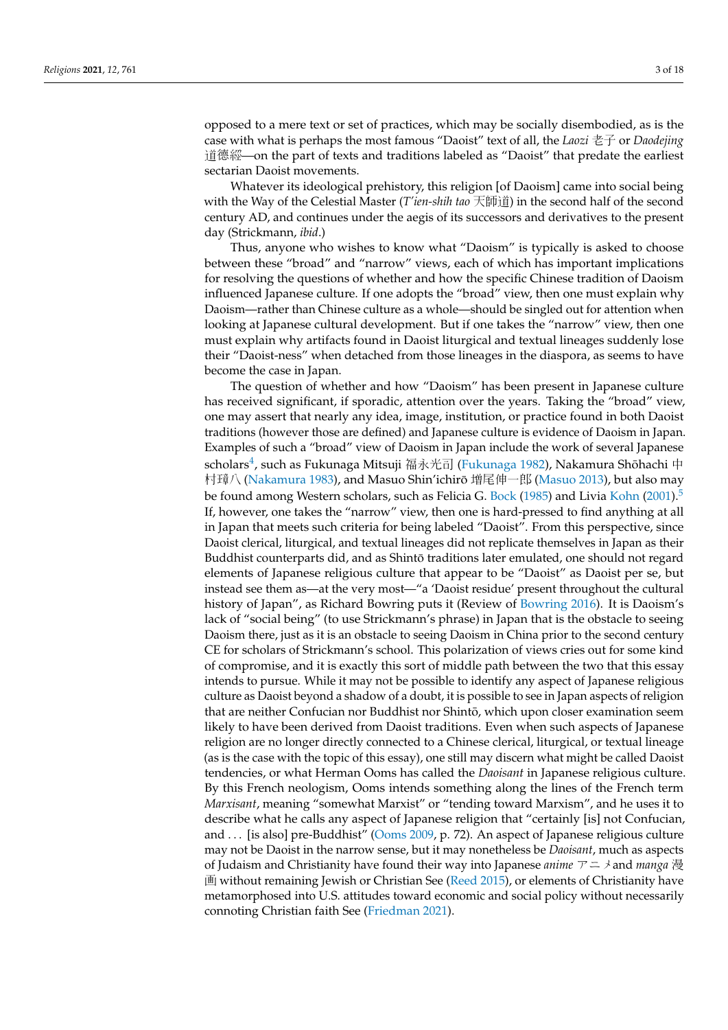opposed to a mere text or set of practices, which may be socially disembodied, as is the case with what is perhaps the most famous "Daoist" text of all, the *Laozi* 老子 or *Daodejing* 道德經—on the part of texts and traditions labeled as "Daoist" that predate the earliest sectarian Daoist movements.

Whatever its ideological prehistory, this religion [of Daoism] came into social being with the Way of the Celestial Master (*T'ien-shih tao* 天師道) in the second half of the second century AD, and continues under the aegis of its successors and derivatives to the present day (Strickmann, *ibid*.)

Thus, anyone who wishes to know what "Daoism" is typically is asked to choose between these "broad" and "narrow" views, each of which has important implications for resolving the questions of whether and how the specific Chinese tradition of Daoism influenced Japanese culture. If one adopts the "broad" view, then one must explain why Daoism—rather than Chinese culture as a whole—should be singled out for attention when looking at Japanese cultural development. But if one takes the "narrow" view, then one must explain why artifacts found in Daoist liturgical and textual lineages suddenly lose their "Daoist-ness" when detached from those lineages in the diaspora, as seems to have become the case in Japan.

The question of whether and how "Daoism" has been present in Japanese culture has received significant, if sporadic, attention over the years. Taking the "broad" view, one may assert that nearly any idea, image, institution, or practice found in both Daoist traditions (however those are defined) and Japanese culture is evidence of Daoism in Japan. Examples of such a "broad" view of Daoism in Japan include the work of several Japanese scholars[4], such as Fukunaga Mitsuji 福永光司 (Fukunaga 1982), Nakamura Shōhachi 中村璋八 (Nakamura 1983), and Masuo Shin'ichirō 増尾伸一郎 (Masuo 2013), but also may be found among Western scholars, such as Felicia G. Bock (1985) and Livia Kohn (2001).[5] If, however, one takes the "narrow" view, then one is hard-pressed to find anything at all in Japan that meets such criteria for being labeled "Daoist". From this perspective, since Daoist clerical, liturgical, and textual lineages did not replicate themselves in Japan as their Buddhist counterparts did, and as Shintō traditions later emulated, one should not regard elements of Japanese religious culture that appear to be "Daoist" as Daoist per se, but instead see them as—at the very most—"a 'Daoist residue' present throughout the cultural history of Japan", as Richard Bowring puts it (Review of Bowring 2016). It is Daoism's lack of "social being" (to use Strickmann's phrase) in Japan that is the obstacle to seeing Daoism there, just as it is an obstacle to seeing Daoism in China prior to the second century CE for scholars of Strickmann's school. This polarization of views cries out for some kind of compromise, and it is exactly this sort of middle path between the two that this essay intends to pursue. While it may not be possible to identify any aspect of Japanese religious culture as Daoist beyond a shadow of a doubt, it is possible to see in Japan aspects of religion that are neither Confucian nor Buddhist nor Shintō, which upon closer examination seem likely to have been derived from Daoist traditions. Even when such aspects of Japanese religion are no longer directly connected to a Chinese clerical, liturgical, or textual lineage (as is the case with the topic of this essay), one still may discern what might be called Daoist tendencies, or what Herman Ooms has called the *Daoisant* in Japanese religious culture. By this French neologism, Ooms intends something along the lines of the French term *Marxisant*, meaning "somewhat Marxist" or "tending toward Marxism", and he uses it to describe what he calls any aspect of Japanese religion that "certainly [is] not Confucian, and ... [is also] pre-Buddhist" (Ooms 2009, p. 72). An aspect of Japanese religious culture may not be Daoist in the narrow sense, but it may nonetheless be *Daoisant*, much as aspects of Judaism and Christianity have found their way into Japanese *anime* アニメ and *manga* 漫画 without remaining Jewish or Christian See (Reed 2015), or elements of Christianity have metamorphosed into U.S. attitudes toward economic and social policy without necessarily connoting Christian faith See (Friedman 2021).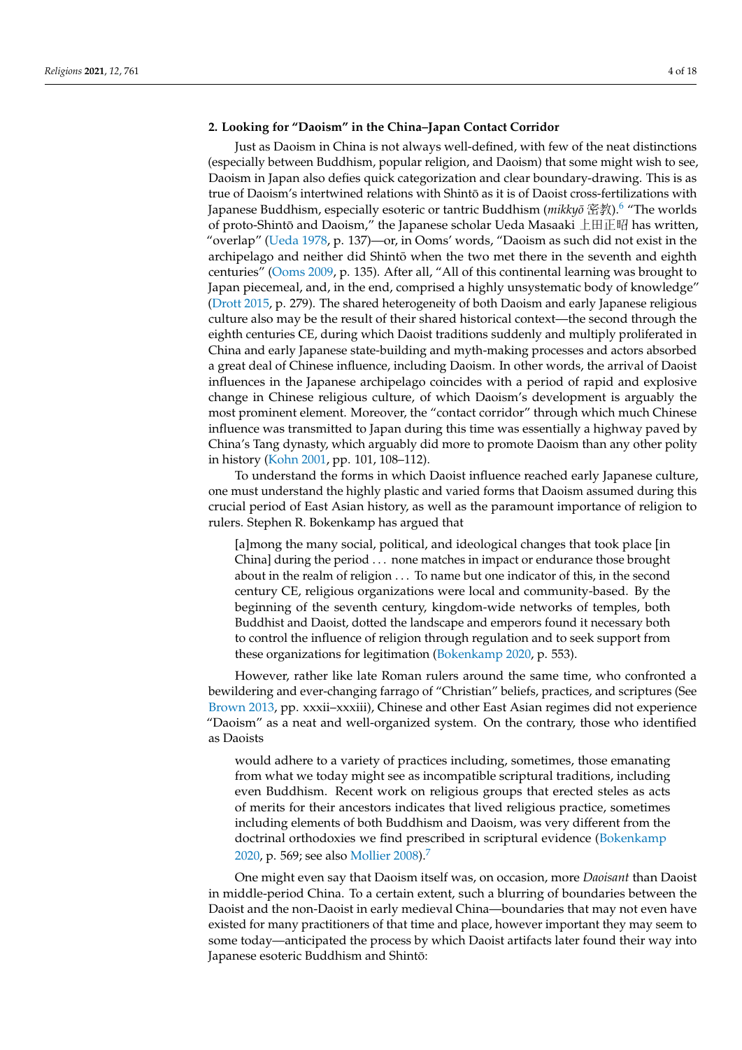## 2. Looking for "Daoism" in the China–Japan Contact Corridor

Just as Daoism in China is not always well-defined, with few of the neat distinctions (especially between Buddhism, popular religion, and Daoism) that some might wish to see, Daoism in Japan also defies quick categorization and clear boundary-drawing. This is as true of Daoism's intertwined relations with Shintō as it is of Daoist cross-fertilizations with Japanese Buddhism, especially esoteric or tantric Buddhism (*mikkyō* 密教).[6] "The worlds of proto-Shintō and Daoism," the Japanese scholar Ueda Masaaki 上田正昭 has written, "overlap" (Ueda 1978, p. 137)—or, in Ooms' words, "Daoism as such did not exist in the archipelago and neither did Shintō when the two met there in the seventh and eighth centuries" (Ooms 2009, p. 135). After all, "All of this continental learning was brought to Japan piecemeal, and, in the end, comprised a highly unsystematic body of knowledge" (Drott 2015, p. 279). The shared heterogeneity of both Daoism and early Japanese religious culture also may be the result of their shared historical context—the second through the eighth centuries CE, during which Daoist traditions suddenly and multiply proliferated in China and early Japanese state-building and myth-making processes and actors absorbed a great deal of Chinese influence, including Daoism. In other words, the arrival of Daoist influences in the Japanese archipelago coincides with a period of rapid and explosive change in Chinese religious culture, of which Daoism's development is arguably the most prominent element. Moreover, the "contact corridor" through which much Chinese influence was transmitted to Japan during this time was essentially a highway paved by China's Tang dynasty, which arguably did more to promote Daoism than any other polity in history (Kohn 2001, pp. 101, 108–112).

To understand the forms in which Daoist influence reached early Japanese culture, one must understand the highly plastic and varied forms that Daoism assumed during this crucial period of East Asian history, as well as the paramount importance of religion to rulers. Stephen R. Bokenkamp has argued that

> [a]mong the many social, political, and ideological changes that took place [in China] during the period . . . none matches in impact or endurance those brought about in the realm of religion . . . To name but one indicator of this, in the second century CE, religious organizations were local and community-based. By the beginning of the seventh century, kingdom-wide networks of temples, both Buddhist and Daoist, dotted the landscape and emperors found it necessary both to control the influence of religion through regulation and to seek support from these organizations for legitimation (Bokenkamp 2020, p. 553).

However, rather like late Roman rulers around the same time, who confronted a bewildering and ever-changing farrago of "Christian" beliefs, practices, and scriptures (See Brown 2013, pp. xxxii–xxxiii), Chinese and other East Asian regimes did not experience "Daoism" as a neat and well-organized system. On the contrary, those who identified as Daoists

> would adhere to a variety of practices including, sometimes, those emanating from what we today might see as incompatible scriptural traditions, including even Buddhism. Recent work on religious groups that erected steles as acts of merits for their ancestors indicates that lived religious practice, sometimes including elements of both Buddhism and Daoism, was very different from the doctrinal orthodoxies we find prescribed in scriptural evidence (Bokenkamp 2020, p. 569; see also Mollier 2008).[7]

One might even say that Daoism itself was, on occasion, more *Daoisant* than Daoist in middle-period China. To a certain extent, such a blurring of boundaries between the Daoist and the non-Daoist in early medieval China—boundaries that may not even have existed for many practitioners of that time and place, however important they may seem to some today—anticipated the process by which Daoist artifacts later found their way into Japanese esoteric Buddhism and Shintō: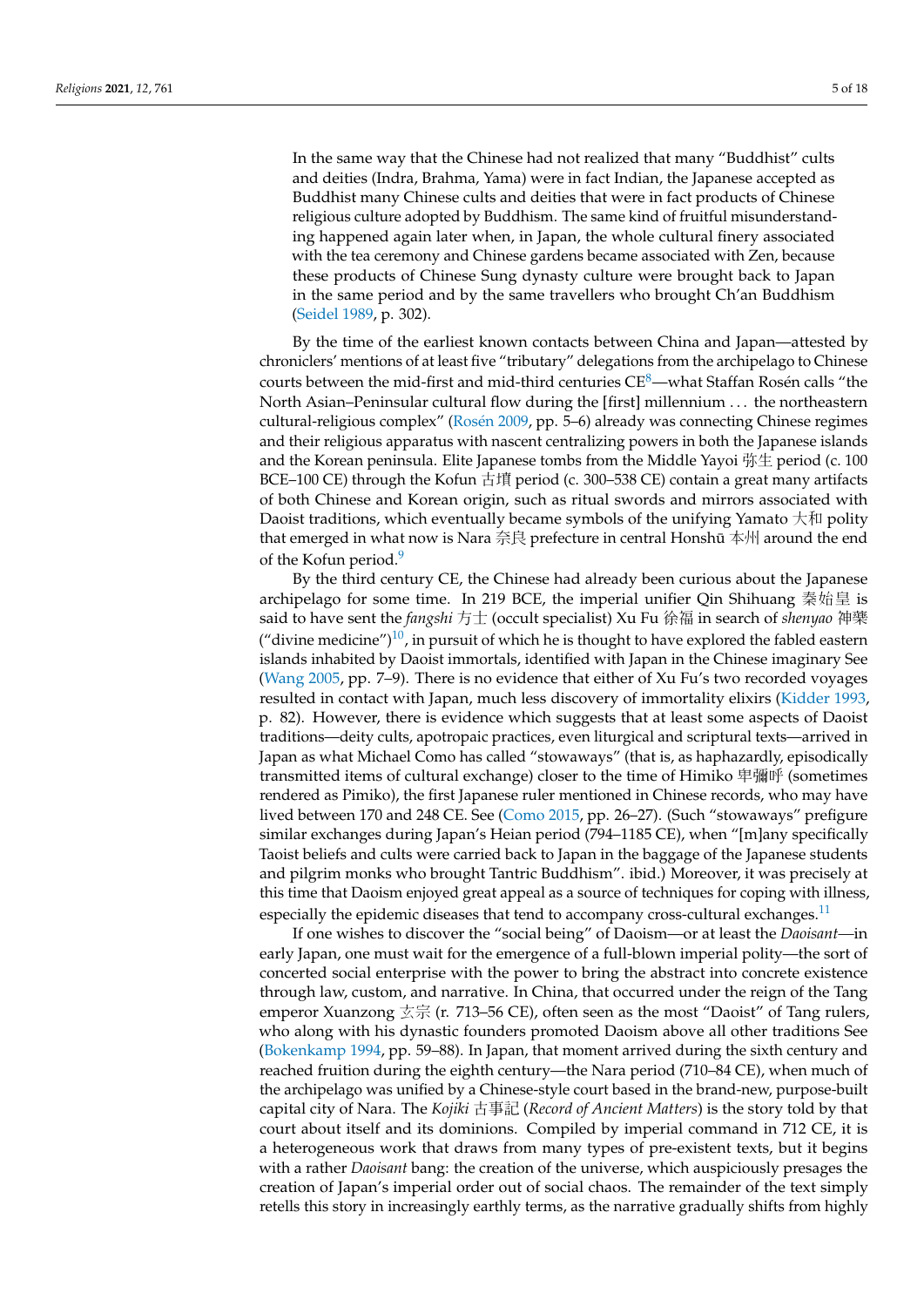> In the same way that the Chinese had not realized that many "Buddhist" cults and deities (Indra, Brahma, Yama) were in fact Indian, the Japanese accepted as Buddhist many Chinese cults and deities that were in fact products of Chinese religious culture adopted by Buddhism. The same kind of fruitful misunderstanding happened again later when, in Japan, the whole cultural finery associated with the tea ceremony and Chinese gardens became associated with Zen, because these products of Chinese Sung dynasty culture were brought back to Japan in the same period and by the same travellers who brought Ch'an Buddhism (Seidel 1989, p. 302).

By the time of the earliest known contacts between China and Japan—attested by chroniclers' mentions of at least five "tributary" delegations from the archipelago to Chinese courts between the mid-first and mid-third centuries CE[8]—what Staffan Rosén calls "the North Asian–Peninsular cultural flow during the [first] millennium ... the northeastern cultural-religious complex" (Rosén 2009, pp. 5–6) already was connecting Chinese regimes and their religious apparatus with nascent centralizing powers in both the Japanese islands and the Korean peninsula. Elite Japanese tombs from the Middle Yayoi 弥生 period (c. 100 BCE–100 CE) through the Kofun 古墳 period (c. 300–538 CE) contain a great many artifacts of both Chinese and Korean origin, such as ritual swords and mirrors associated with Daoist traditions, which eventually became symbols of the unifying Yamato 大和 polity that emerged in what now is Nara 奈良 prefecture in central Honshū 本州 around the end of the Kofun period.[9]

By the third century CE, the Chinese had already been curious about the Japanese archipelago for some time. In 219 BCE, the imperial unifier Qin Shihuang 秦始皇 is said to have sent the *fangshi* 方士 (occult specialist) Xu Fu 徐福 in search of *shenyao* 神藥 ("divine medicine")[10], in pursuit of which he is thought to have explored the fabled eastern islands inhabited by Daoist immortals, identified with Japan in the Chinese imaginary See (Wang 2005, pp. 7–9). There is no evidence that either of Xu Fu's two recorded voyages resulted in contact with Japan, much less discovery of immortality elixirs (Kidder 1993, p. 82). However, there is evidence which suggests that at least some aspects of Daoist traditions—deity cults, apotropaic practices, even liturgical and scriptural texts—arrived in Japan as what Michael Como has called "stowaways" (that is, as haphazardly, episodically transmitted items of cultural exchange) closer to the time of Himiko 卑彌呼 (sometimes rendered as Pimiko), the first Japanese ruler mentioned in Chinese records, who may have lived between 170 and 248 CE. See (Como 2015, pp. 26–27). (Such "stowaways" prefigure similar exchanges during Japan's Heian period (794–1185 CE), when "[m]any specifically Taoist beliefs and cults were carried back to Japan in the baggage of the Japanese students and pilgrim monks who brought Tantric Buddhism". ibid.) Moreover, it was precisely at this time that Daoism enjoyed great appeal as a source of techniques for coping with illness, especially the epidemic diseases that tend to accompany cross-cultural exchanges.[11]

If one wishes to discover the "social being" of Daoism—or at least the *Daoisant*—in early Japan, one must wait for the emergence of a full-blown imperial polity—the sort of concerted social enterprise with the power to bring the abstract into concrete existence through law, custom, and narrative. In China, that occurred under the reign of the Tang emperor Xuanzong 玄宗 (r. 713–56 CE), often seen as the most "Daoist" of Tang rulers, who along with his dynastic founders promoted Daoism above all other traditions See (Bokenkamp 1994, pp. 59–88). In Japan, that moment arrived during the sixth century and reached fruition during the eighth century—the Nara period (710–84 CE), when much of the archipelago was unified by a Chinese-style court based in the brand-new, purpose-built capital city of Nara. The *Kojiki* 古事記 (*Record of Ancient Matters*) is the story told by that court about itself and its dominions. Compiled by imperial command in 712 CE, it is a heterogeneous work that draws from many types of pre-existent texts, but it begins with a rather *Daoisant* bang: the creation of the universe, which auspiciously presages the creation of Japan's imperial order out of social chaos. The remainder of the text simply retells this story in increasingly earthly terms, as the narrative gradually shifts from highly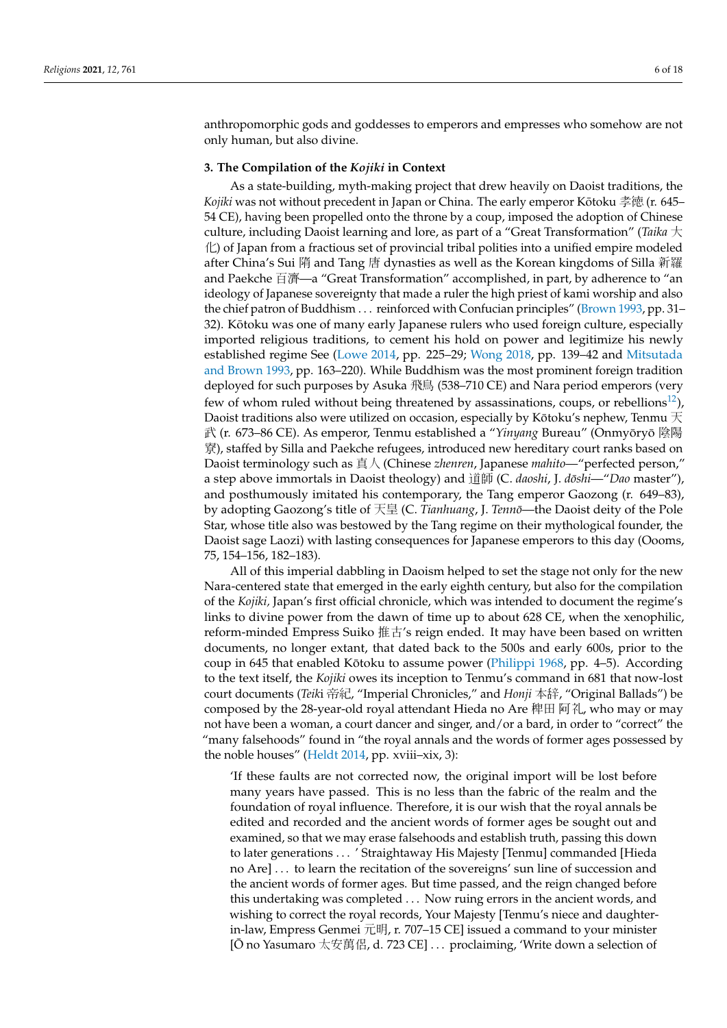anthropomorphic gods and goddesses to emperors and empresses who somehow are not only human, but also divine.

## 3. The Compilation of the *Kojiki* in Context

As a state-building, myth-making project that drew heavily on Daoist traditions, the *Kojiki* was not without precedent in Japan or China. The early emperor Kōtoku 孝徳 (r. 645–54 CE), having been propelled onto the throne by a coup, imposed the adoption of Chinese culture, including Daoist learning and lore, as part of a "Great Transformation" (*Taika* 大化) of Japan from a fractious set of provincial tribal polities into a unified empire modeled after China's Sui 隋 and Tang 唐 dynasties as well as the Korean kingdoms of Silla 新羅 and Paekche 百濟—a "Great Transformation" accomplished, in part, by adherence to "an ideology of Japanese sovereignty that made a ruler the high priest of kami worship and also the chief patron of Buddhism . . . reinforced with Confucian principles" (Brown 1993, pp. 31–32). Kōtoku was one of many early Japanese rulers who used foreign culture, especially imported religious traditions, to cement his hold on power and legitimize his newly established regime See (Lowe 2014, pp. 225–29; Wong 2018, pp. 139–42 and Mitsutada and Brown 1993, pp. 163–220). While Buddhism was the most prominent foreign tradition deployed for such purposes by Asuka 飛鳥 (538–710 CE) and Nara period emperors (very few of whom ruled without being threatened by assassinations, coups, or rebellions[12]), Daoist traditions also were utilized on occasion, especially by Kōtoku's nephew, Tenmu 天武 (r. 673–86 CE). As emperor, Tenmu established a "*Yinyang* Bureau" (Onmyōryō 陰陽寮), staffed by Silla and Paekche refugees, introduced new hereditary court ranks based on Daoist terminology such as 真人 (Chinese *zhenren*, Japanese *mahito*—"perfected person," a step above immortals in Daoist theology) and 道師 (C. *daoshi*, J. *dōshi*—"*Dao* master"), and posthumously imitated his contemporary, the Tang emperor Gaozong (r. 649–83), by adopting Gaozong's title of 天皇 (C. *Tianhuang*, J. *Tennō*—the Daoist deity of the Pole Star, whose title also was bestowed by the Tang regime on their mythological founder, the Daoist sage Laozi) with lasting consequences for Japanese emperors to this day (Ooms, 75, 154–156, 182–183).

All of this imperial dabbling in Daoism helped to set the stage not only for the new Nara-centered state that emerged in the early eighth century, but also for the compilation of the *Kojiki,* Japan's first official chronicle, which was intended to document the regime's links to divine power from the dawn of time up to about 628 CE, when the xenophilic, reform-minded Empress Suiko 推古's reign ended. It may have been based on written documents, no longer extant, that dated back to the 500s and early 600s, prior to the coup in 645 that enabled Kōtoku to assume power (Philippi 1968, pp. 4–5). According to the text itself, the *Kojiki* owes its inception to Tenmu's command in 681 that now-lost court documents (*Teiki* 帝紀, "Imperial Chronicles," and *Honji* 本辞, "Original Ballads") be composed by the 28-year-old royal attendant Hieda no Are 稗田 阿礼, who may or may not have been a woman, a court dancer and singer, and/or a bard, in order to "correct" the "many falsehoods" found in "the royal annals and the words of former ages possessed by the noble houses" (Heldt 2014, pp. xviii–xix, 3):

> 'If these faults are not corrected now, the original import will be lost before many years have passed. This is no less than the fabric of the realm and the foundation of royal influence. Therefore, it is our wish that the royal annals be edited and recorded and the ancient words of former ages be sought out and examined, so that we may erase falsehoods and establish truth, passing this down to later generations . . . ' Straightaway His Majesty [Tenmu] commanded [Hieda no Are] . . . to learn the recitation of the sovereigns' sun line of succession and the ancient words of former ages. But time passed, and the reign changed before this undertaking was completed . . . Now ruing errors in the ancient words, and wishing to correct the royal records, Your Majesty [Tenmu's niece and daughter-in-law, Empress Genmei 元明, r. 707–15 CE] issued a command to your minister [Ō no Yasumaro 太安萬侶, d. 723 CE] . . . proclaiming, 'Write down a selection of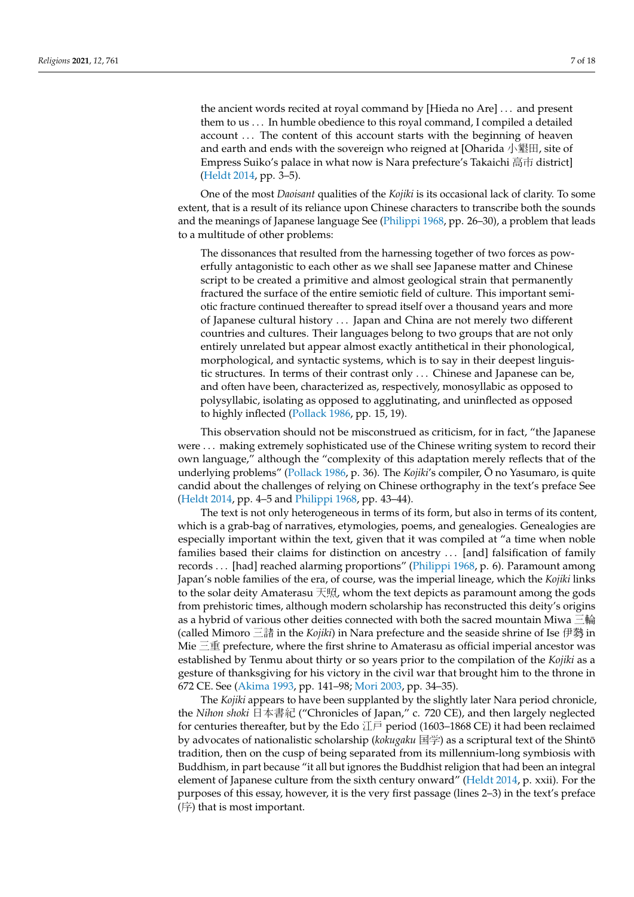> the ancient words recited at royal command by [Hieda no Are] ... and present them to us ... In humble obedience to this royal command, I compiled a detailed account ... The content of this account starts with the beginning of heaven and earth and ends with the sovereign who reigned at [Oharida 小墾田, site of Empress Suiko's palace in what now is Nara prefecture's Takaichi 高市 district] (Heldt 2014, pp. 3–5).

One of the most *Daoisant* qualities of the *Kojiki* is its occasional lack of clarity. To some extent, that is a result of its reliance upon Chinese characters to transcribe both the sounds and the meanings of Japanese language See (Philippi 1968, pp. 26–30), a problem that leads to a multitude of other problems:

> The dissonances that resulted from the harnessing together of two forces as powerfully antagonistic to each other as we shall see Japanese matter and Chinese script to be created a primitive and almost geological strain that permanently fractured the surface of the entire semiotic field of culture. This important semiotic fracture continued thereafter to spread itself over a thousand years and more of Japanese cultural history ... Japan and China are not merely two different countries and cultures. Their languages belong to two groups that are not only entirely unrelated but appear almost exactly antithetical in their phonological, morphological, and syntactic systems, which is to say in their deepest linguistic structures. In terms of their contrast only ... Chinese and Japanese can be, and often have been, characterized as, respectively, monosyllabic as opposed to polysyllabic, isolating as opposed to agglutinating, and uninflected as opposed to highly inflected (Pollack 1986, pp. 15, 19).

This observation should not be misconstrued as criticism, for in fact, "the Japanese were ... making extremely sophisticated use of the Chinese writing system to record their own language," although the "complexity of this adaptation merely reflects that of the underlying problems" (Pollack 1986, p. 36). The *Kojiki*'s compiler, Ō no Yasumaro, is quite candid about the challenges of relying on Chinese orthography in the text's preface See (Heldt 2014, pp. 4–5 and Philippi 1968, pp. 43–44).

The text is not only heterogeneous in terms of its form, but also in terms of its content, which is a grab-bag of narratives, etymologies, poems, and genealogies. Genealogies are especially important within the text, given that it was compiled at "a time when noble families based their claims for distinction on ancestry ... [and] falsification of family records ... [had] reached alarming proportions" (Philippi 1968, p. 6). Paramount among Japan's noble families of the era, of course, was the imperial lineage, which the *Kojiki* links to the solar deity Amaterasu 天照, whom the text depicts as paramount among the gods from prehistoric times, although modern scholarship has reconstructed this deity's origins as a hybrid of various other deities connected with both the sacred mountain Miwa 三輪 (called Mimoro 三諸 in the *Kojiki*) in Nara prefecture and the seaside shrine of Ise 伊勢 in Mie 三重 prefecture, where the first shrine to Amaterasu as official imperial ancestor was established by Tenmu about thirty or so years prior to the compilation of the *Kojiki* as a gesture of thanksgiving for his victory in the civil war that brought him to the throne in 672 CE. See (Akima 1993, pp. 141–98; Mori 2003, pp. 34–35).

The *Kojiki* appears to have been supplanted by the slightly later Nara period chronicle, the *Nihon shoki* 日本書紀 ("Chronicles of Japan," c. 720 CE), and then largely neglected for centuries thereafter, but by the Edo 江戸 period (1603–1868 CE) it had been reclaimed by advocates of nationalistic scholarship (*kokugaku* 国学) as a scriptural text of the Shintō tradition, then on the cusp of being separated from its millennium-long symbiosis with Buddhism, in part because "it all but ignores the Buddhist religion that had been an integral element of Japanese culture from the sixth century onward" (Heldt 2014, p. xxii). For the purposes of this essay, however, it is the very first passage (lines 2–3) in the text's preface (序) that is most important.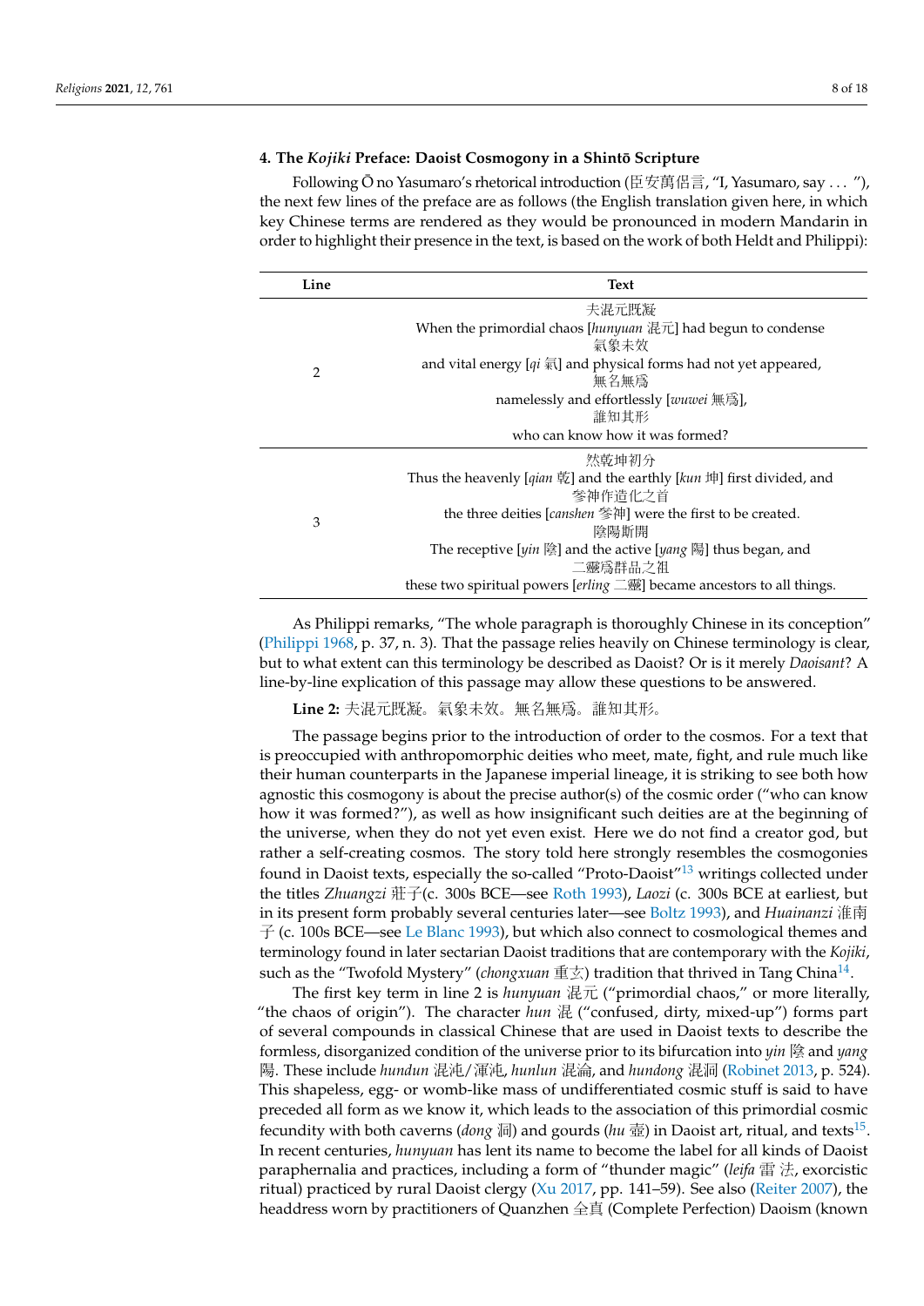## 4. The *Kojiki* Preface: Daoist Cosmogony in a Shintō Scripture

Following Ō no Yasumaro's rhetorical introduction (臣安萬侶言, "I, Yasumaro, say . . . "), the next few lines of the preface are as follows (the English translation given here, in which key Chinese terms are rendered as they would be pronounced in modern Mandarin in order to highlight their presence in the text, is based on the work of both Heldt and Philippi):

| Line | Text |
|---|---|
| 2 | 夫混元既凝<br>When the primordial chaos [*hunyuan* 混元] had begun to condense<br>氣象未效<br>and vital energy [*qi* 氣] and physical forms had not yet appeared,<br>無名無爲<br>namelessly and effortlessly [*wuwei* 無爲],<br>誰知其形<br>who can know how it was formed? |
| 3 | 然乾坤初分<br>Thus the heavenly [*qian* 乾] and the earthly [*kun* 坤] first divided, and<br>參神作造化之首<br>the three deities [*canshen* 參神] were the first to be created.<br>陰陽斯開<br>The receptive [*yin* 陰] and the active [*yang* 陽] thus began, and<br>二靈爲群品之祖<br>these two spiritual powers [*erling* 二靈] became ancestors to all things. |

As Philippi remarks, "The whole paragraph is thoroughly Chinese in its conception" (Philippi 1968, p. 37, n. 3). That the passage relies heavily on Chinese terminology is clear, but to what extent can this terminology be described as Daoist? Or is it merely *Daoisant*? A line-by-line explication of this passage may allow these questions to be answered.

**Line 2:** 夫混元既凝。氣象未效。無名無爲。誰知其形。

The passage begins prior to the introduction of order to the cosmos. For a text that is preoccupied with anthropomorphic deities who meet, mate, fight, and rule much like their human counterparts in the Japanese imperial lineage, it is striking to see both how agnostic this cosmogony is about the precise author(s) of the cosmic order ("who can know how it was formed?"), as well as how insignificant such deities are at the beginning of the universe, when they do not yet even exist. Here we do not find a creator god, but rather a self-creating cosmos. The story told here strongly resembles the cosmogonies found in Daoist texts, especially the so-called "Proto-Daoist"[13] writings collected under the titles *Zhuangzi* 莊子(c. 300s BCE—see Roth 1993), *Laozi* (c. 300s BCE at earliest, but in its present form probably several centuries later—see Boltz 1993), and *Huainanzi* 淮南子 (c. 100s BCE—see Le Blanc 1993), but which also connect to cosmological themes and terminology found in later sectarian Daoist traditions that are contemporary with the *Kojiki*, such as the "Twofold Mystery" (*chongxuan* 重玄) tradition that thrived in Tang China[14].

The first key term in line 2 is *hunyuan* 混元 ("primordial chaos," or more literally, "the chaos of origin"). The character *hun* 混 ("confused, dirty, mixed-up") forms part of several compounds in classical Chinese that are used in Daoist texts to describe the formless, disorganized condition of the universe prior to its bifurcation into *yin* 陰 and *yang* 陽. These include *hundun* 混沌/渾沌, *hunlun* 混淪, and *hundong* 混洞 (Robinet 2013, p. 524). This shapeless, egg- or womb-like mass of undifferentiated cosmic stuff is said to have preceded all form as we know it, which leads to the association of this primordial cosmic fecundity with both caverns (*dong* 洞) and gourds (*hu* 壺) in Daoist art, ritual, and texts[15]. In recent centuries, *hunyuan* has lent its name to become the label for all kinds of Daoist paraphernalia and practices, including a form of "thunder magic" (*leifa* 雷法, exorcistic ritual) practiced by rural Daoist clergy (Xu 2017, pp. 141–59). See also (Reiter 2007), the headdress worn by practitioners of Quanzhen 全真 (Complete Perfection) Daoism (known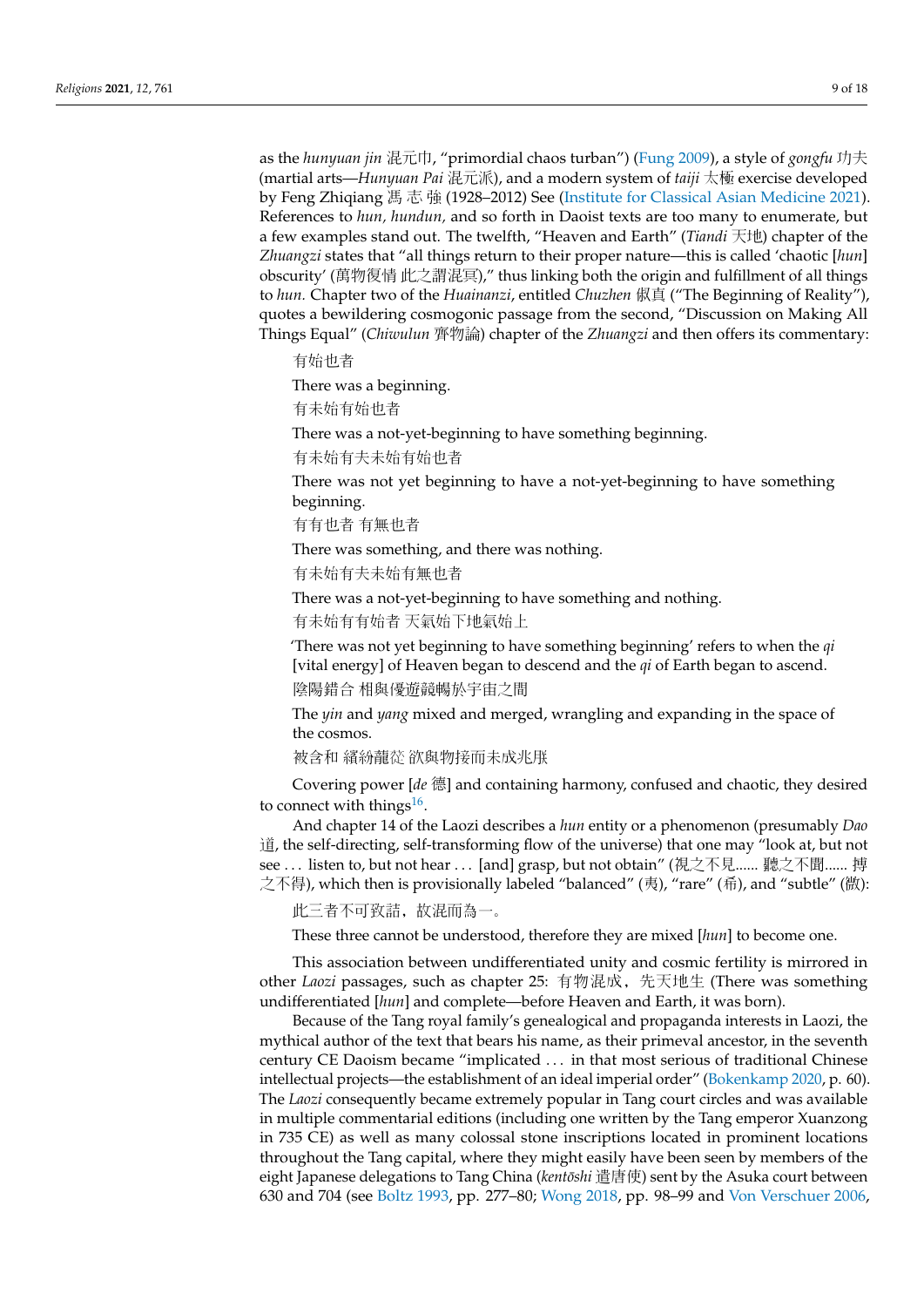as the *hunyuan jin* 混元巾, "primordial chaos turban") (Fung 2009), a style of *gongfu* 功夫 (martial arts—*Hunyuan Pai* 混元派), and a modern system of *taiji* 太極 exercise developed by Feng Zhiqiang 馮 志 強 (1928–2012) See (Institute for Classical Asian Medicine 2021). References to *hun, hundun,* and so forth in Daoist texts are too many to enumerate, but a few examples stand out. The twelfth, "Heaven and Earth" (*Tiandi* 天地) chapter of the *Zhuangzi* states that "all things return to their proper nature—this is called 'chaotic [*hun*] obscurity' (萬物復情 此之謂混冥)," thus linking both the origin and fulfillment of all things to *hun.* Chapter two of the *Huainanzi*, entitled *Chuzhen* 俶真 ("The Beginning of Reality"), quotes a bewildering cosmogonic passage from the second, "Discussion on Making All Things Equal" (*Chiwulun* 齊物論) chapter of the *Zhuangzi* and then offers its commentary:

> 有始也者
>
> There was a beginning.
>
> 有未始有始也者
>
> There was a not-yet-beginning to have something beginning.
>
> 有未始有夫未始有始也者
>
> There was not yet beginning to have a not-yet-beginning to have something beginning.
>
> 有有也者 有無也者
>
> There was something, and there was nothing.
>
> 有未始有夫未始有無也者
>
> There was a not-yet-beginning to have something and nothing.
>
> 有未始有有始者 天氣始下地氣始上
>
> 'There was not yet beginning to have something beginning' refers to when the *qi* [vital energy] of Heaven began to descend and the *qi* of Earth began to ascend.
>
> 陰陽錯合 相與優遊競暢於宇宙之間
>
> The *yin* and *yang* mixed and merged, wrangling and expanding in the space of the cosmos.
>
> 被含和 繽紛蘢蓯 欲與物接而未成兆朕

Covering power [*de* 德] and containing harmony, confused and chaotic, they desired to connect with things[16].

And chapter 14 of the Laozi describes a *hun* entity or a phenomenon (presumably *Dao* 道, the self-directing, self-transforming flow of the universe) that one may "look at, but not see ... listen to, but not hear ... [and] grasp, but not obtain" (視之不見...... 聽之不聞...... 搏之不得), which then is provisionally labeled "balanced" (夷), "rare" (希), and "subtle" (微):

> 此三者不可致詰，故混而為一。
>
> These three cannot be understood, therefore they are mixed [*hun*] to become one.

This association between undifferentiated unity and cosmic fertility is mirrored in other *Laozi* passages, such as chapter 25: 有物混成，先天地生 (There was something undifferentiated [*hun*] and complete—before Heaven and Earth, it was born).

Because of the Tang royal family's genealogical and propaganda interests in Laozi, the mythical author of the text that bears his name, as their primeval ancestor, in the seventh century CE Daoism became "implicated ... in that most serious of traditional Chinese intellectual projects—the establishment of an ideal imperial order" (Bokenkamp 2020, p. 60). The *Laozi* consequently became extremely popular in Tang court circles and was available in multiple commentarial editions (including one written by the Tang emperor Xuanzong in 735 CE) as well as many colossal stone inscriptions located in prominent locations throughout the Tang capital, where they might easily have been seen by members of the eight Japanese delegations to Tang China (*kentōshi* 遣唐使) sent by the Asuka court between 630 and 704 (see Boltz 1993, pp. 277–80; Wong 2018, pp. 98–99 and Von Verschuer 2006,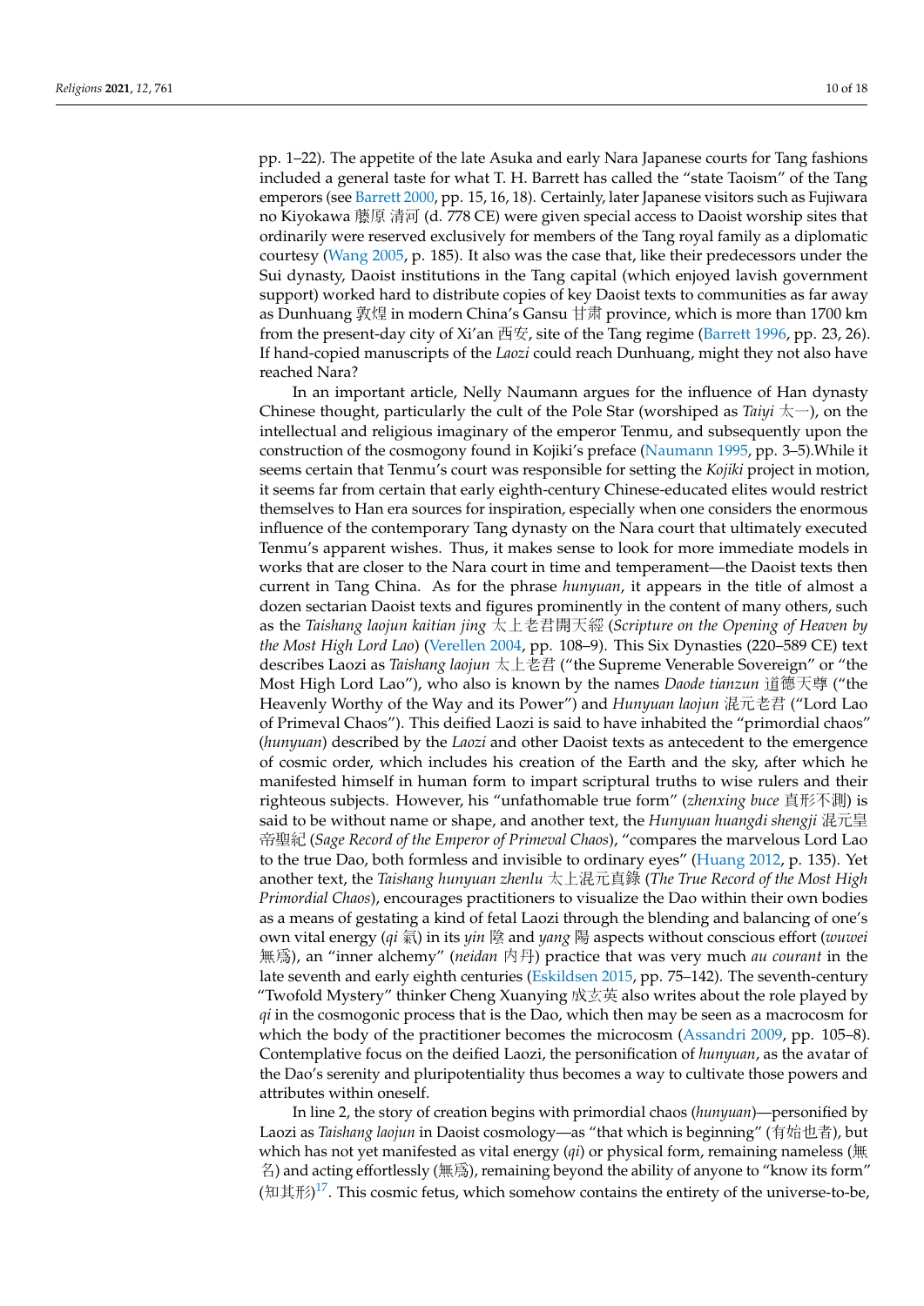pp. 1–22). The appetite of the late Asuka and early Nara Japanese courts for Tang fashions included a general taste for what T. H. Barrett has called the "state Taoism" of the Tang emperors (see Barrett 2000, pp. 15, 16, 18). Certainly, later Japanese visitors such as Fujiwara no Kiyokawa 藤原 清河 (d. 778 CE) were given special access to Daoist worship sites that ordinarily were reserved exclusively for members of the Tang royal family as a diplomatic courtesy (Wang 2005, p. 185). It also was the case that, like their predecessors under the Sui dynasty, Daoist institutions in the Tang capital (which enjoyed lavish government support) worked hard to distribute copies of key Daoist texts to communities as far away as Dunhuang 敦煌 in modern China's Gansu 甘肅 province, which is more than 1700 km from the present-day city of Xi'an 西安, site of the Tang regime (Barrett 1996, pp. 23, 26). If hand-copied manuscripts of the *Laozi* could reach Dunhuang, might they not also have reached Nara?

In an important article, Nelly Naumann argues for the influence of Han dynasty Chinese thought, particularly the cult of the Pole Star (worshiped as *Taiyi* 太一), on the intellectual and religious imaginary of the emperor Tenmu, and subsequently upon the construction of the cosmogony found in Kojiki's preface (Naumann 1995, pp. 3–5).While it seems certain that Tenmu's court was responsible for setting the *Kojiki* project in motion, it seems far from certain that early eighth-century Chinese-educated elites would restrict themselves to Han era sources for inspiration, especially when one considers the enormous influence of the contemporary Tang dynasty on the Nara court that ultimately executed Tenmu's apparent wishes. Thus, it makes sense to look for more immediate models in works that are closer to the Nara court in time and temperament—the Daoist texts then current in Tang China. As for the phrase *hunyuan*, it appears in the title of almost a dozen sectarian Daoist texts and figures prominently in the content of many others, such as the *Taishang laojun kaitian jing* 太上老君開天經 (*Scripture on the Opening of Heaven by the Most High Lord Lao*) (Verellen 2004, pp. 108–9). This Six Dynasties (220–589 CE) text describes Laozi as *Taishang laojun* 太上老君 ("the Supreme Venerable Sovereign" or "the Most High Lord Lao"), who also is known by the names *Daode tianzun* 道德天尊 ("the Heavenly Worthy of the Way and its Power") and *Hunyuan laojun* 混元老君 ("Lord Lao of Primeval Chaos"). This deified Laozi is said to have inhabited the "primordial chaos" (*hunyuan*) described by the *Laozi* and other Daoist texts as antecedent to the emergence of cosmic order, which includes his creation of the Earth and the sky, after which he manifested himself in human form to impart scriptural truths to wise rulers and their righteous subjects. However, his "unfathomable true form" (*zhenxing buce* 真形不測) is said to be without name or shape, and another text, the *Hunyuan huangdi shengji* 混元皇帝聖紀 (*Sage Record of the Emperor of Primeval Chaos*), "compares the marvelous Lord Lao to the true Dao, both formless and invisible to ordinary eyes" (Huang 2012, p. 135). Yet another text, the *Taishang hunyuan zhenlu* 太上混元真錄 (*The True Record of the Most High Primordial Chaos*), encourages practitioners to visualize the Dao within their own bodies as a means of gestating a kind of fetal Laozi through the blending and balancing of one's own vital energy (*qi* 氣) in its *yin* 陰 and *yang* 陽 aspects without conscious effort (*wuwei* 無爲), an "inner alchemy" (*neidan* 内丹) practice that was very much *au courant* in the late seventh and early eighth centuries (Eskildsen 2015, pp. 75–142). The seventh-century "Twofold Mystery" thinker Cheng Xuanying 成玄英 also writes about the role played by *qi* in the cosmogonic process that is the Dao, which then may be seen as a macrocosm for which the body of the practitioner becomes the microcosm (Assandri 2009, pp. 105–8). Contemplative focus on the deified Laozi, the personification of *hunyuan*, as the avatar of the Dao's serenity and pluripotentiality thus becomes a way to cultivate those powers and attributes within oneself.

In line 2, the story of creation begins with primordial chaos (*hunyuan*)—personified by Laozi as *Taishang laojun* in Daoist cosmology—as "that which is beginning" (有始也者), but which has not yet manifested as vital energy (*qi*) or physical form, remaining nameless (無名) and acting effortlessly (無爲), remaining beyond the ability of anyone to "know its form" (知其形)[17]. This cosmic fetus, which somehow contains the entirety of the universe-to-be,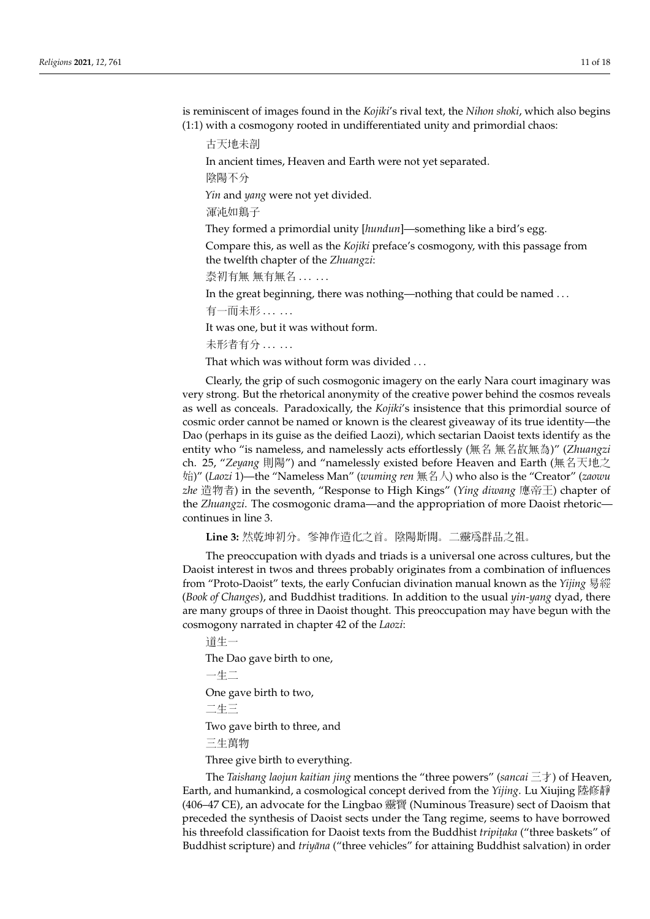is reminiscent of images found in the *Kojiki*'s rival text, the *Nihon shoki*, which also begins (1:1) with a cosmogony rooted in undifferentiated unity and primordial chaos:

古天地未剖

In ancient times, Heaven and Earth were not yet separated.

陰陽不分

*Yin* and *yang* were not yet divided.

渾沌如鷄子

They formed a primordial unity [*hundun*]—something like a bird's egg.

Compare this, as well as the *Kojiki* preface's cosmogony, with this passage from the twelfth chapter of the *Zhuangzi*:

泰初有無 無有無名 . . . . . .

In the great beginning, there was nothing—nothing that could be named . . .

有一而未形 . . . . . .

It was one, but it was without form.

未形者有分 . . . . . .

That which was without form was divided . . .

Clearly, the grip of such cosmogonic imagery on the early Nara court imaginary was very strong. But the rhetorical anonymity of the creative power behind the cosmos reveals as well as conceals. Paradoxically, the *Kojiki*'s insistence that this primordial source of cosmic order cannot be named or known is the clearest giveaway of its true identity—the Dao (perhaps in its guise as the deified Laozi), which sectarian Daoist texts identify as the entity who "is nameless, and namelessly acts effortlessly (無名 無名故無為)" (*Zhuangzi* ch. 25, "*Zeyang* 則陽") and "namelessly existed before Heaven and Earth (無名天地之始)" (*Laozi* 1)—the "Nameless Man" (*wuming ren* 無名人) who also is the "Creator" (*zaowu zhe* 造物者) in the seventh, "Response to High Kings" (*Ying diwang* 應帝王) chapter of the *Zhuangzi*. The cosmogonic drama—and the appropriation of more Daoist rhetoric—continues in line 3.

**Line 3:** 然乾坤初分。參神作造化之首。陰陽斯開。二靈爲群品之祖。

The preoccupation with dyads and triads is a universal one across cultures, but the Daoist interest in twos and threes probably originates from a combination of influences from "Proto-Daoist" texts, the early Confucian divination manual known as the *Yijing* 易經 (*Book of Changes*), and Buddhist traditions. In addition to the usual *yin-yang* dyad, there are many groups of three in Daoist thought. This preoccupation may have begun with the cosmogony narrated in chapter 42 of the *Laozi*:

道生一

The Dao gave birth to one,

一生二

One gave birth to two,

二生三

Two gave birth to three, and

三生萬物

Three give birth to everything.

The *Taishang laojun kaitian jing* mentions the "three powers" (*sancai* 三才) of Heaven, Earth, and humankind, a cosmological concept derived from the *Yijing*. Lu Xiujing 陸修靜 (406–47 CE), an advocate for the Lingbao 靈寶 (Numinous Treasure) sect of Daoism that preceded the synthesis of Daoist sects under the Tang regime, seems to have borrowed his threefold classification for Daoist texts from the Buddhist *tripiṭaka* ("three baskets" of Buddhist scripture) and *triyāna* ("three vehicles" for attaining Buddhist salvation) in order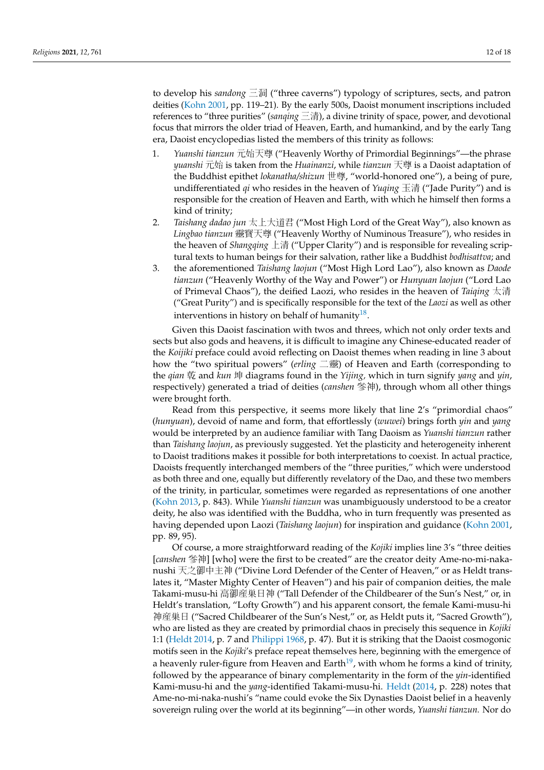to develop his *sandong* 三洞 ("three caverns") typology of scriptures, sects, and patron deities (Kohn 2001, pp. 119–21). By the early 500s, Daoist monument inscriptions included references to "three purities" (*sanqing* 三清), a divine trinity of space, power, and devotional focus that mirrors the older triad of Heaven, Earth, and humankind, and by the early Tang era, Daoist encyclopedias listed the members of this trinity as follows:

1. *Yuanshi tianzun* 元始天尊 ("Heavenly Worthy of Primordial Beginnings"—the phrase *yuanshi* 元始 is taken from the *Huainanzi*, while *tianzun* 天尊 is a Daoist adaptation of the Buddhist epithet *lokanatha/shizun* 世尊, "world-honored one"), a being of pure, undifferentiated *qi* who resides in the heaven of *Yuqing* 玉清 ("Jade Purity") and is responsible for the creation of Heaven and Earth, with which he himself then forms a kind of trinity;
2. *Taishang dadao jun* 太上大道君 ("Most High Lord of the Great Way"), also known as *Lingbao tianzun* 靈寶天尊 ("Heavenly Worthy of Numinous Treasure"), who resides in the heaven of *Shangqing* 上清 ("Upper Clarity") and is responsible for revealing scriptural texts to human beings for their salvation, rather like a Buddhist *bodhisattva*; and
3. the aforementioned *Taishang laojun* ("Most High Lord Lao"), also known as *Daode tianzun* ("Heavenly Worthy of the Way and Power") or *Hunyuan laojun* ("Lord Lao of Primeval Chaos"), the deified Laozi, who resides in the heaven of *Taiqing* 太清 ("Great Purity") and is specifically responsible for the text of the *Laozi* as well as other interventions in history on behalf of humanity[18].

Given this Daoist fascination with twos and threes, which not only order texts and sects but also gods and heavens, it is difficult to imagine any Chinese-educated reader of the *Koijiki* preface could avoid reflecting on Daoist themes when reading in line 3 about how the "two spiritual powers" (*erling* 二靈) of Heaven and Earth (corresponding to the *qian* 乾 and *kun* 坤 diagrams found in the *Yijing*, which in turn signify *yang* and *yin*, respectively) generated a triad of deities (*canshen* 參神), through whom all other things were brought forth.

Read from this perspective, it seems more likely that line 2's "primordial chaos" (*hunyuan*), devoid of name and form, that effortlessly (*wuwei*) brings forth *yin* and *yang* would be interpreted by an audience familiar with Tang Daoism as *Yuanshi tianzun* rather than *Taishang laojun*, as previously suggested. Yet the plasticity and heterogeneity inherent to Daoist traditions makes it possible for both interpretations to coexist. In actual practice, Daoists frequently interchanged members of the "three purities," which were understood as both three and one, equally but differently revelatory of the Dao, and these two members of the trinity, in particular, sometimes were regarded as representations of one another (Kohn 2013, p. 843). While *Yuanshi tianzun* was unambiguously understood to be a creator deity, he also was identified with the Buddha, who in turn frequently was presented as having depended upon Laozi (*Taishang laojun*) for inspiration and guidance (Kohn 2001, pp. 89, 95).

Of course, a more straightforward reading of the *Kojiki* implies line 3's "three deities [*canshen* 參神] [who] were the first to be created" are the creator deity Ame-no-mi-naka-nushi 天之御中主神 ("Divine Lord Defender of the Center of Heaven," or as Heldt translates it, "Master Mighty Center of Heaven") and his pair of companion deities, the male Takami-musu-hi 高御産巣日神 ("Tall Defender of the Childbearer of the Sun's Nest," or, in Heldt's translation, "Lofty Growth") and his apparent consort, the female Kami-musu-hi 神産巣日 ("Sacred Childbearer of the Sun's Nest," or, as Heldt puts it, "Sacred Growth"), who are listed as they are created by primordial chaos in precisely this sequence in *Kojiki* 1:1 (Heldt 2014, p. 7 and Philippi 1968, p. 47). But it is striking that the Daoist cosmogonic motifs seen in the *Kojiki*'s preface repeat themselves here, beginning with the emergence of a heavenly ruler-figure from Heaven and Earth[19], with whom he forms a kind of trinity, followed by the appearance of binary complementarity in the form of the *yin*-identified Kami-musu-hi and the *yang*-identified Takami-musu-hi. Heldt (2014, p. 228) notes that Ame-no-mi-naka-nushi's "name could evoke the Six Dynasties Daoist belief in a heavenly sovereign ruling over the world at its beginning"—in other words, *Yuanshi tianzun*. Nor do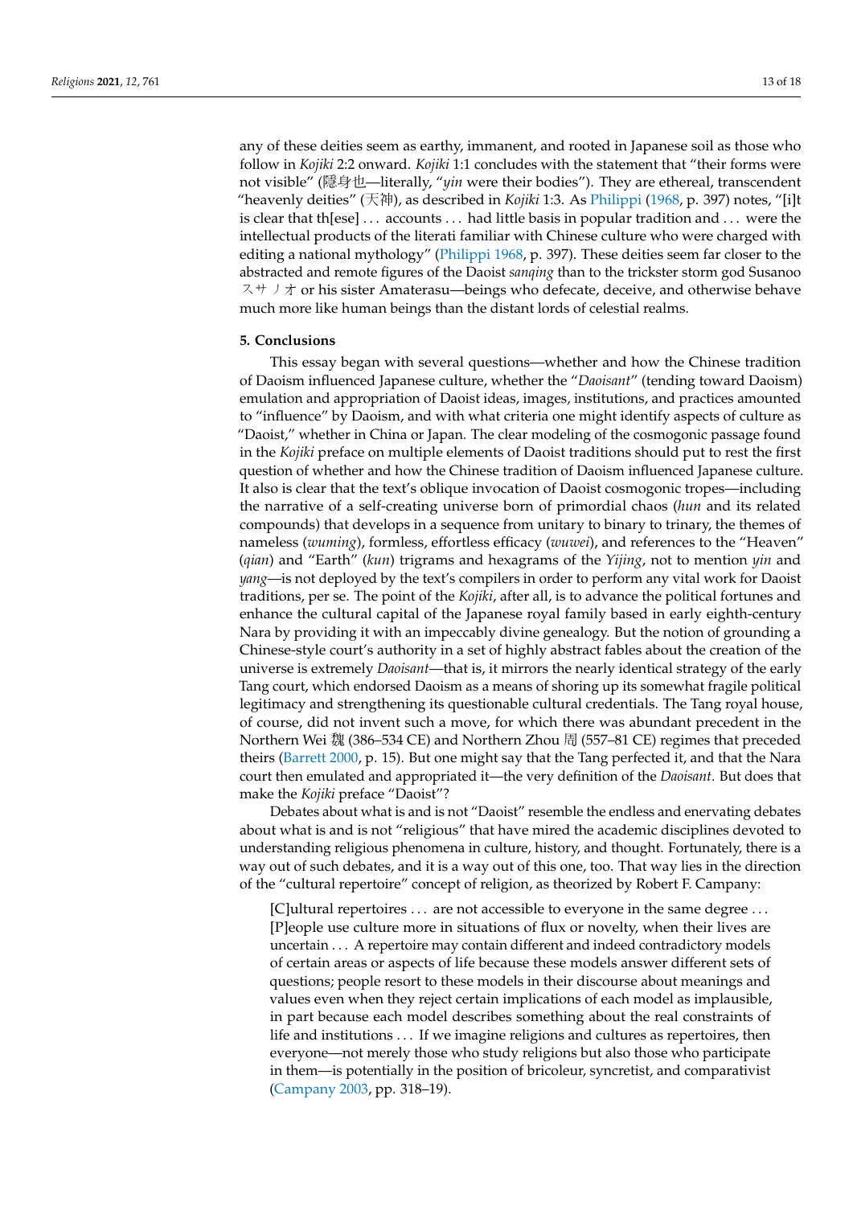any of these deities seem as earthy, immanent, and rooted in Japanese soil as those who follow in *Kojiki* 2:2 onward. *Kojiki* 1:1 concludes with the statement that "their forms were not visible" (隱身也—literally, "*yin* were their bodies"). They are ethereal, transcendent "heavenly deities" (天神), as described in *Kojiki* 1:3. As Philippi (1968, p. 397) notes, "[i]t is clear that th[ese] ... accounts ... had little basis in popular tradition and ... were the intellectual products of the literati familiar with Chinese culture who were charged with editing a national mythology" (Philippi 1968, p. 397). These deities seem far closer to the abstracted and remote figures of the Daoist *sanqing* than to the trickster storm god Susanoo スサノオ or his sister Amaterasu—beings who defecate, deceive, and otherwise behave much more like human beings than the distant lords of celestial realms.

## 5. Conclusions

This essay began with several questions—whether and how the Chinese tradition of Daoism influenced Japanese culture, whether the "*Daoisant*" (tending toward Daoism) emulation and appropriation of Daoist ideas, images, institutions, and practices amounted to "influence" by Daoism, and with what criteria one might identify aspects of culture as "Daoist," whether in China or Japan. The clear modeling of the cosmogonic passage found in the *Kojiki* preface on multiple elements of Daoist traditions should put to rest the first question of whether and how the Chinese tradition of Daoism influenced Japanese culture. It also is clear that the text's oblique invocation of Daoist cosmogonic tropes—including the narrative of a self-creating universe born of primordial chaos (*hun* and its related compounds) that develops in a sequence from unitary to binary to trinary, the themes of nameless (*wuming*), formless, effortless efficacy (*wuwei*), and references to the "Heaven" (*qian*) and "Earth" (*kun*) trigrams and hexagrams of the *Yijing*, not to mention *yin* and *yang*—is not deployed by the text's compilers in order to perform any vital work for Daoist traditions, per se. The point of the *Kojiki*, after all, is to advance the political fortunes and enhance the cultural capital of the Japanese royal family based in early eighth-century Nara by providing it with an impeccably divine genealogy. But the notion of grounding a Chinese-style court's authority in a set of highly abstract fables about the creation of the universe is extremely *Daoisant*—that is, it mirrors the nearly identical strategy of the early Tang court, which endorsed Daoism as a means of shoring up its somewhat fragile political legitimacy and strengthening its questionable cultural credentials. The Tang royal house, of course, did not invent such a move, for which there was abundant precedent in the Northern Wei 魏 (386–534 CE) and Northern Zhou 周 (557–81 CE) regimes that preceded theirs (Barrett 2000, p. 15). But one might say that the Tang perfected it, and that the Nara court then emulated and appropriated it—the very definition of the *Daoisant*. But does that make the *Kojiki* preface "Daoist"?

Debates about what is and is not "Daoist" resemble the endless and enervating debates about what is and is not "religious" that have mired the academic disciplines devoted to understanding religious phenomena in culture, history, and thought. Fortunately, there is a way out of such debates, and it is a way out of this one, too. That way lies in the direction of the "cultural repertoire" concept of religion, as theorized by Robert F. Campany:

> [C]ultural repertoires ... are not accessible to everyone in the same degree ... [P]eople use culture more in situations of flux or novelty, when their lives are uncertain ... A repertoire may contain different and indeed contradictory models of certain areas or aspects of life because these models answer different sets of questions; people resort to these models in their discourse about meanings and values even when they reject certain implications of each model as implausible, in part because each model describes something about the real constraints of life and institutions ... If we imagine religions and cultures as repertoires, then everyone—not merely those who study religions but also those who participate in them—is potentially in the position of bricoleur, syncretist, and comparativist (Campany 2003, pp. 318–19).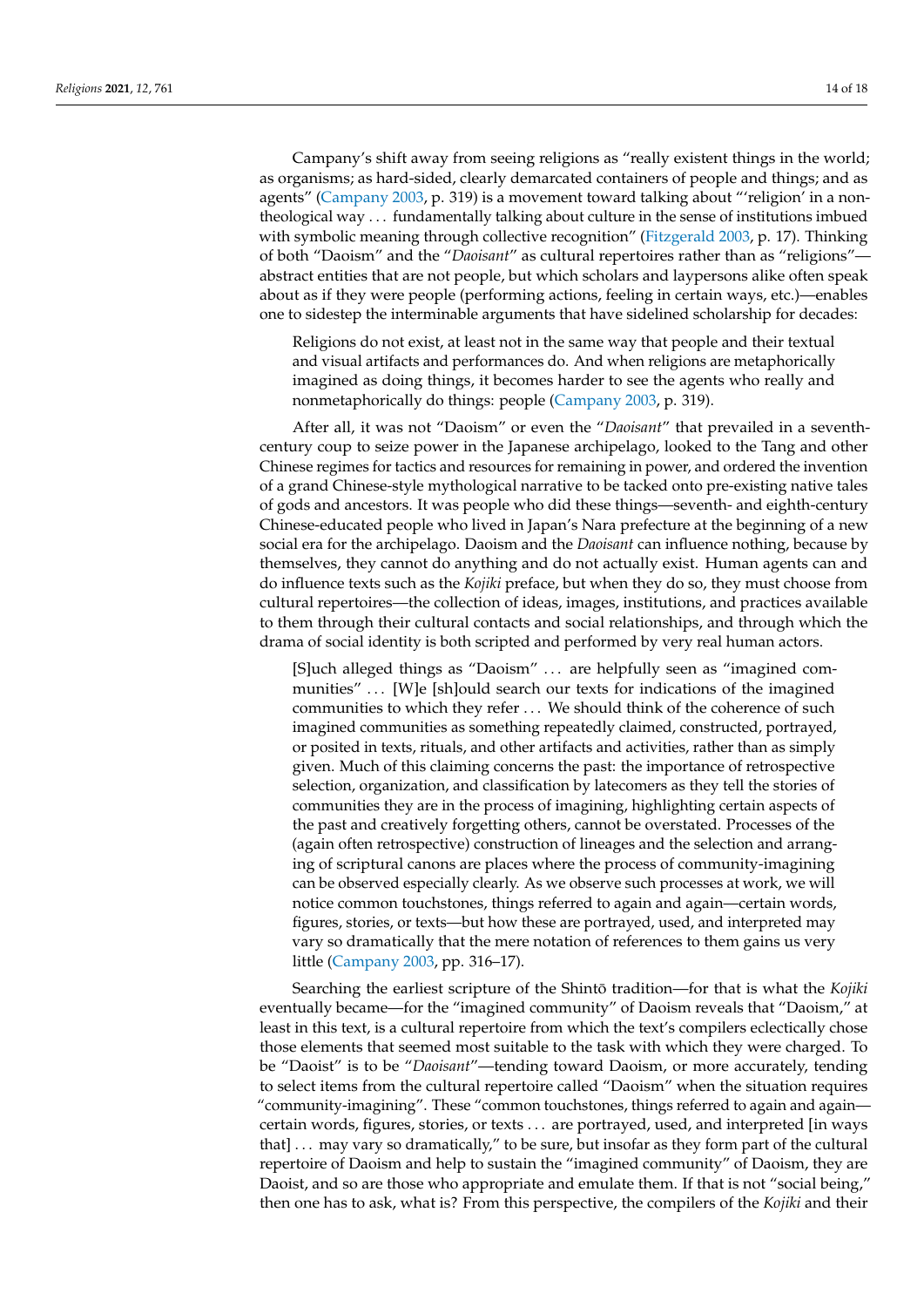Campany's shift away from seeing religions as "really existent things in the world; as organisms; as hard-sided, clearly demarcated containers of people and things; and as agents" (Campany 2003, p. 319) is a movement toward talking about "'religion' in a non-theological way ... fundamentally talking about culture in the sense of institutions imbued with symbolic meaning through collective recognition" (Fitzgerald 2003, p. 17). Thinking of both "Daoism" and the "*Daoisant*" as cultural repertoires rather than as "religions"—abstract entities that are not people, but which scholars and laypersons alike often speak about as if they were people (performing actions, feeling in certain ways, etc.)—enables one to sidestep the interminable arguments that have sidelined scholarship for decades:

> Religions do not exist, at least not in the same way that people and their textual and visual artifacts and performances do. And when religions are metaphorically imagined as doing things, it becomes harder to see the agents who really and nonmetaphorically do things: people (Campany 2003, p. 319).

After all, it was not "Daoism" or even the "*Daoisant*" that prevailed in a seventh-century coup to seize power in the Japanese archipelago, looked to the Tang and other Chinese regimes for tactics and resources for remaining in power, and ordered the invention of a grand Chinese-style mythological narrative to be tacked onto pre-existing native tales of gods and ancestors. It was people who did these things—seventh- and eighth-century Chinese-educated people who lived in Japan's Nara prefecture at the beginning of a new social era for the archipelago. Daoism and the *Daoisant* can influence nothing, because by themselves, they cannot do anything and do not actually exist. Human agents can and do influence texts such as the *Kojiki* preface, but when they do so, they must choose from cultural repertoires—the collection of ideas, images, institutions, and practices available to them through their cultural contacts and social relationships, and through which the drama of social identity is both scripted and performed by very real human actors.

> [S]uch alleged things as "Daoism" ... are helpfully seen as "imagined communities" ... [W]e [sh]ould search our texts for indications of the imagined communities to which they refer ... We should think of the coherence of such imagined communities as something repeatedly claimed, constructed, portrayed, or posited in texts, rituals, and other artifacts and activities, rather than as simply given. Much of this claiming concerns the past: the importance of retrospective selection, organization, and classification by latecomers as they tell the stories of communities they are in the process of imagining, highlighting certain aspects of the past and creatively forgetting others, cannot be overstated. Processes of the (again often retrospective) construction of lineages and the selection and arranging of scriptural canons are places where the process of community-imagining can be observed especially clearly. As we observe such processes at work, we will notice common touchstones, things referred to again and again—certain words, figures, stories, or texts—but how these are portrayed, used, and interpreted may vary so dramatically that the mere notation of references to them gains us very little (Campany 2003, pp. 316–17).

Searching the earliest scripture of the Shintō tradition—for that is what the *Kojiki* eventually became—for the "imagined community" of Daoism reveals that "Daoism," at least in this text, is a cultural repertoire from which the text's compilers eclectically chose those elements that seemed most suitable to the task with which they were charged. To be "Daoist" is to be "*Daoisant*"—tending toward Daoism, or more accurately, tending to select items from the cultural repertoire called "Daoism" when the situation requires "community-imagining". These "common touchstones, things referred to again and again—certain words, figures, stories, or texts ... are portrayed, used, and interpreted [in ways that] ... may vary so dramatically," to be sure, but insofar as they form part of the cultural repertoire of Daoism and help to sustain the "imagined community" of Daoism, they are Daoist, and so are those who appropriate and emulate them. If that is not "social being," then one has to ask, what is? From this perspective, the compilers of the *Kojiki* and their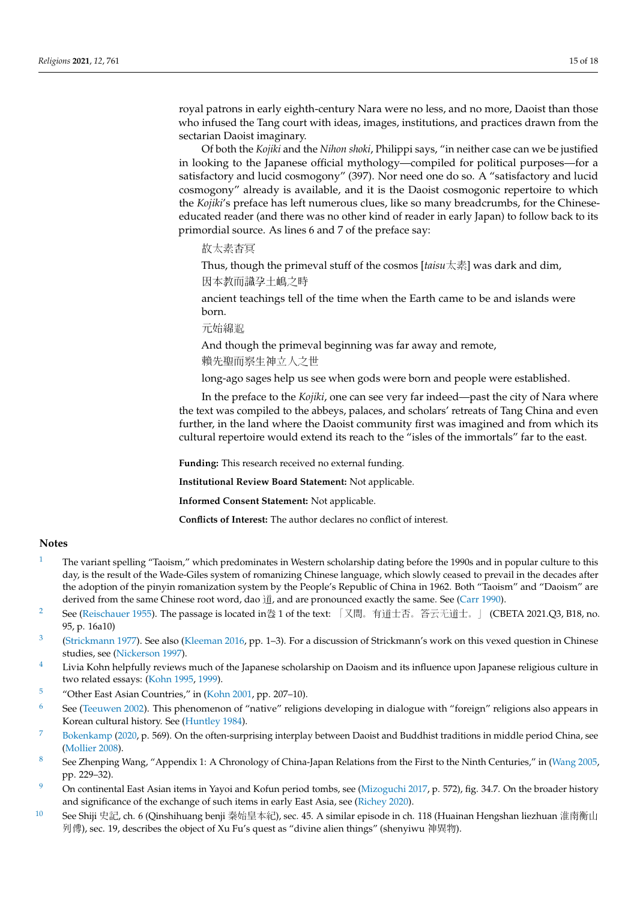royal patrons in early eighth-century Nara were no less, and no more, Daoist than those who infused the Tang court with ideas, images, institutions, and practices drawn from the sectarian Daoist imaginary.

Of both the *Kojiki* and the *Nihon shoki*, Philippi says, "in neither case can we be justified in looking to the Japanese official mythology—compiled for political purposes—for a satisfactory and lucid cosmogony" (397). Nor need one do so. A "satisfactory and lucid cosmogony" already is available, and it is the Daoist cosmogonic repertoire to which the *Kojiki*'s preface has left numerous clues, like so many breadcrumbs, for the Chinese-educated reader (and there was no other kind of reader in early Japan) to follow back to its primordial source. As lines 6 and 7 of the preface say:

> 故太素杳冥
>
> Thus, though the primeval stuff of the cosmos [*taisu* 太素] was dark and dim,
>
> 因本教而識孕土嶋之時
>
> ancient teachings tell of the time when the Earth came to be and islands were born.
>
> 元始綿邈
>
> And though the primeval beginning was far away and remote,
>
> 賴先聖而察生神立人之世
>
> long-ago sages help us see when gods were born and people were established.

In the preface to the *Kojiki*, one can see very far indeed—past the city of Nara where the text was compiled to the abbeys, palaces, and scholars' retreats of Tang China and even further, in the land where the Daoist community first was imagined and from which its cultural repertoire would extend its reach to the "isles of the immortals" far to the east.

**Funding:** This research received no external funding.

**Institutional Review Board Statement:** Not applicable.

**Informed Consent Statement:** Not applicable.

**Conflicts of Interest:** The author declares no conflict of interest.

## Notes

1. The variant spelling "Taoism," which predominates in Western scholarship dating before the 1990s and in popular culture to this day, is the result of the Wade-Giles system of romanizing Chinese language, which slowly ceased to prevail in the decades after the adoption of the pinyin romanization system by the People's Republic of China in 1962. Both "Taoism" and "Daoism" are derived from the same Chinese root word, dao 道, and are pronounced exactly the same. See (Carr 1990).
2. See (Reischauer 1955). The passage is located in卷 1 of the text: 「又問。有道士否。答云无道士。」 (CBETA 2021.Q3, B18, no. 95, p. 16a10)
3. (Strickmann 1977). See also (Kleeman 2016, pp. 1–3). For a discussion of Strickmann's work on this vexed question in Chinese studies, see (Nickerson 1997).
4. Livia Kohn helpfully reviews much of the Japanese scholarship on Daoism and its influence upon Japanese religious culture in two related essays: (Kohn 1995, 1999).
5. "Other East Asian Countries," in (Kohn 2001, pp. 207–10).
6. See (Teeuwen 2002). This phenomenon of "native" religions developing in dialogue with "foreign" religions also appears in Korean cultural history. See (Huntley 1984).
7. Bokenkamp (2020, p. 569). On the often-surprising interplay between Daoist and Buddhist traditions in middle period China, see (Mollier 2008).
8. See Zhenping Wang, "Appendix 1: A Chronology of China-Japan Relations from the First to the Ninth Centuries," in (Wang 2005, pp. 229–32).
9. On continental East Asian items in Yayoi and Kofun period tombs, see (Mizoguchi 2017, p. 572), fig. 34.7. On the broader history and significance of the exchange of such items in early East Asia, see (Richey 2020).
10. See Shiji 史記, ch. 6 (Qinshihuang benji 秦始皇本紀), sec. 45. A similar episode in ch. 118 (Huainan Hengshan liezhuan 淮南衡山列傳), sec. 19, describes the object of Xu Fu's quest as "divine alien things" (shenyiwu 神異物).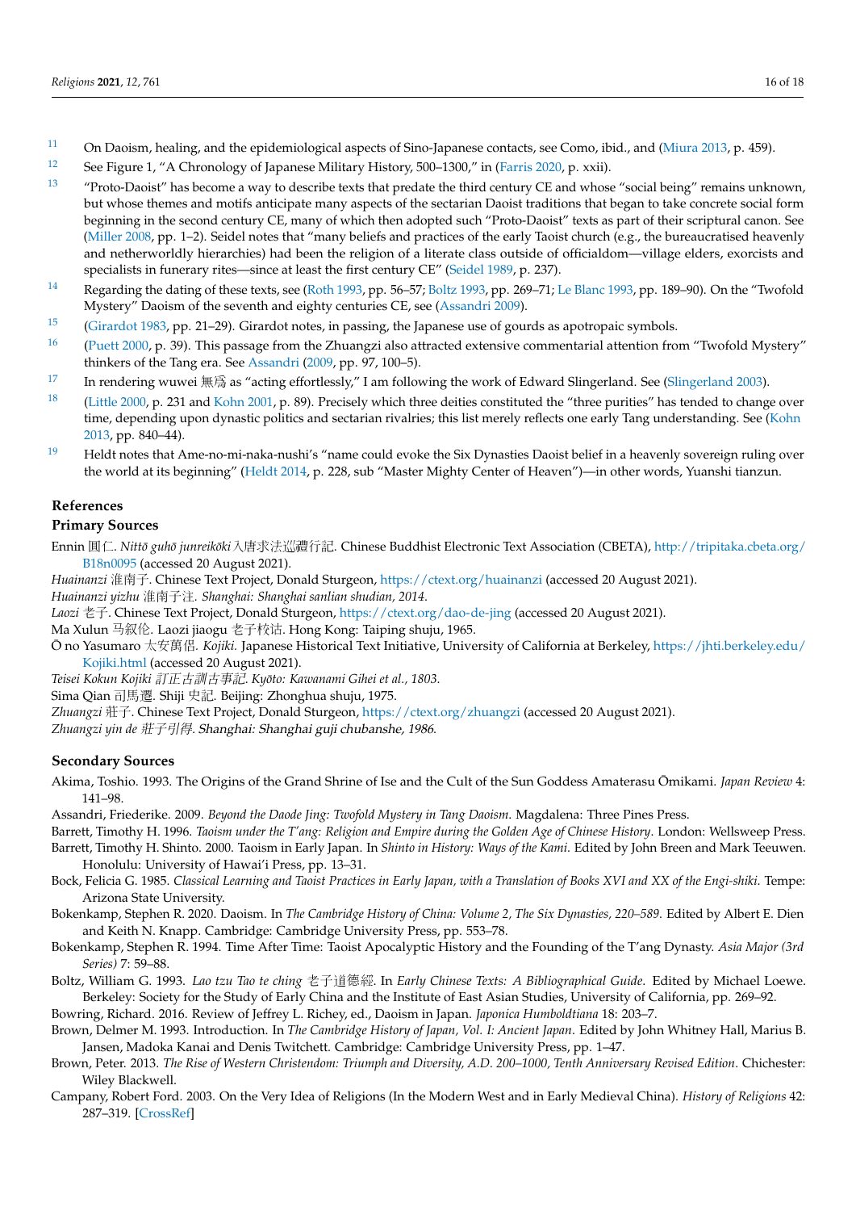[11] On Daoism, healing, and the epidemiological aspects of Sino-Japanese contacts, see Como, ibid., and (Miura 2013, p. 459).

[12] See Figure 1, "A Chronology of Japanese Military History, 500–1300," in (Farris 2020, p. xxii).

[13] "Proto-Daoist" has become a way to describe texts that predate the third century CE and whose "social being" remains unknown, but whose themes and motifs anticipate many aspects of the sectarian Daoist traditions that began to take concrete social form beginning in the second century CE, many of which then adopted such "Proto-Daoist" texts as part of their scriptural canon. See (Miller 2008, pp. 1–2). Seidel notes that "many beliefs and practices of the early Taoist church (e.g., the bureaucratised heavenly and netherworldly hierarchies) had been the religion of a literate class outside of officialdom—village elders, exorcists and specialists in funerary rites—since at least the first century CE" (Seidel 1989, p. 237).

[14] Regarding the dating of these texts, see (Roth 1993, pp. 56–57; Boltz 1993, pp. 269–71; Le Blanc 1993, pp. 189–90). On the "Twofold Mystery" Daoism of the seventh and eighty centuries CE, see (Assandri 2009).

[15] (Girardot 1983, pp. 21–29). Girardot notes, in passing, the Japanese use of gourds as apotropaic symbols.

[16] (Puett 2000, p. 39). This passage from the Zhuangzi also attracted extensive commentarial attention from "Twofold Mystery" thinkers of the Tang era. See Assandri (2009, pp. 97, 100–5).

[17] In rendering wuwei 無為 as "acting effortlessly," I am following the work of Edward Slingerland. See (Slingerland 2003).

[18] (Little 2000, p. 231 and Kohn 2001, p. 89). Precisely which three deities constituted the "three purities" has tended to change over time, depending upon dynastic politics and sectarian rivalries; this list merely reflects one early Tang understanding. See (Kohn 2013, pp. 840–44).

[19] Heldt notes that Ame-no-mi-naka-nushi's "name could evoke the Six Dynasties Daoist belief in a heavenly sovereign ruling over the world at its beginning" (Heldt 2014, p. 228, sub "Master Mighty Center of Heaven")—in other words, Yuanshi tianzun.

## References

### Primary Sources

Ennin 圓仁. *Nittō guhō junreikōki* 入唐求法巡禮行記. Chinese Buddhist Electronic Text Association (CBETA), http://tripitaka.cbeta.org/B18n0095 (accessed 20 August 2021).

*Huainanzi* 淮南子. Chinese Text Project, Donald Sturgeon, https://ctext.org/huainanzi (accessed 20 August 2021).

*Huainanzi yizhu* 淮南子注. *Shanghai: Shanghai sanlian shudian, 2014*.

*Laozi* 老子. Chinese Text Project, Donald Sturgeon, https://ctext.org/dao-de-jing (accessed 20 August 2021).

Ma Xulun 马叙伦. Laozi jiaogu 老子校诂. Hong Kong: Taiping shuju, 1965.

Ō no Yasumaro 太安萬侶. *Kojiki*. Japanese Historical Text Initiative, University of California at Berkeley, https://jhti.berkeley.edu/Kojiki.html (accessed 20 August 2021).

*Teisei Kokun Kojiki* 訂正古訓古事記. *Kyōto: Kawanami Gihei et al., 1803*.

Sima Qian 司馬遷. Shiji 史記. Beijing: Zhonghua shuju, 1975.

*Zhuangzi* 莊子. Chinese Text Project, Donald Sturgeon, https://ctext.org/zhuangzi (accessed 20 August 2021).

*Zhuangzi yin de* 莊子引得. *Shanghai: Shanghai guji chubanshe, 1986*.

### Secondary Sources

Akima, Toshio. 1993. The Origins of the Grand Shrine of Ise and the Cult of the Sun Goddess Amaterasu Ōmikami. *Japan Review* 4: 141–98.

Assandri, Friederike. 2009. *Beyond the Daode Jing: Twofold Mystery in Tang Daoism*. Magdalena: Three Pines Press.

Barrett, Timothy H. 1996. *Taoism under the T'ang: Religion and Empire during the Golden Age of Chinese History*. London: Wellsweep Press.

Barrett, Timothy H. Shinto. 2000. Taoism in Early Japan. In *Shinto in History: Ways of the Kami*. Edited by John Breen and Mark Teeuwen. Honolulu: University of Hawai'i Press, pp. 13–31.

Bock, Felicia G. 1985. *Classical Learning and Taoist Practices in Early Japan, with a Translation of Books XVI and XX of the Engi-shiki*. Tempe: Arizona State University.

Bokenkamp, Stephen R. 2020. Daoism. In *The Cambridge History of China: Volume 2, The Six Dynasties, 220–589*. Edited by Albert E. Dien and Keith N. Knapp. Cambridge: Cambridge University Press, pp. 553–78.

Bokenkamp, Stephen R. 1994. Time After Time: Taoist Apocalyptic History and the Founding of the T'ang Dynasty. *Asia Major (3rd Series)* 7: 59–88.

Boltz, William G. 1993. *Lao tzu Tao te ching* 老子道德經. In *Early Chinese Texts: A Bibliographical Guide*. Edited by Michael Loewe. Berkeley: Society for the Study of Early China and the Institute of East Asian Studies, University of California, pp. 269–92.

Bowring, Richard. 2016. Review of Jeffrey L. Richey, ed., Daoism in Japan. *Japonica Humboldtiana* 18: 203–7.

Brown, Delmer M. 1993. Introduction. In *The Cambridge History of Japan, Vol. I: Ancient Japan*. Edited by John Whitney Hall, Marius B. Jansen, Madoka Kanai and Denis Twitchett. Cambridge: Cambridge University Press, pp. 1–47.

Brown, Peter. 2013. *The Rise of Western Christendom: Triumph and Diversity, A.D. 200–1000, Tenth Anniversary Revised Edition*. Chichester: Wiley Blackwell.

Campany, Robert Ford. 2003. On the Very Idea of Religions (In the Modern West and in Early Medieval China). *History of Religions* 42: 287–319. [CrossRef]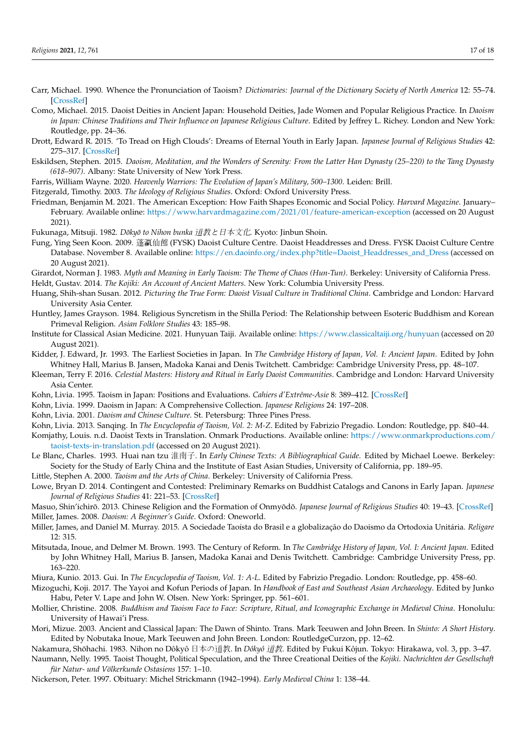Carr, Michael. 1990. Whence the Pronunciation of Taoism? *Dictionaries: Journal of the Dictionary Society of North America* 12: 55–74. [CrossRef]

Como, Michael. 2015. Daoist Deities in Ancient Japan: Household Deities, Jade Women and Popular Religious Practice. In *Daoism in Japan: Chinese Traditions and Their Influence on Japanese Religious Culture*. Edited by Jeffrey L. Richey. London and New York: Routledge, pp. 24–36.

Drott, Edward R. 2015. 'To Tread on High Clouds': Dreams of Eternal Youth in Early Japan. *Japanese Journal of Religious Studies* 42: 275–317. [CrossRef]

Eskildsen, Stephen. 2015. *Daoism, Meditation, and the Wonders of Serenity: From the Latter Han Dynasty (25–220) to the Tang Dynasty (618–907)*. Albany: State University of New York Press.

Farris, William Wayne. 2020. *Heavenly Warriors: The Evolution of Japan's Military, 500–1300*. Leiden: Brill.

Fitzgerald, Timothy. 2003. *The Ideology of Religious Studies*. Oxford: Oxford University Press.

Friedman, Benjamin M. 2021. The American Exception: How Faith Shapes Economic and Social Policy. *Harvard Magazine*. January–February. Available online: https://www.harvardmagazine.com/2021/01/feature-american-exception (accessed on 20 August 2021).

Fukunaga, Mitsuji. 1982. *Dōkyō to Nihon bunka 道教と日本文化*. Kyoto: Jinbun Shoin.

Fung, Ying Seen Koon. 2009. 蓬瀛仙館 (FYSK) Daoist Culture Centre. Daoist Headdresses and Dress. FYSK Daoist Culture Centre Database. November 8. Available online: https://en.daoinfo.org/index.php?title=Daoist_Headdresses_and_Dress (accessed on 20 August 2021).

Girardot, Norman J. 1983. *Myth and Meaning in Early Taoism: The Theme of Chaos (Hun-Tun)*. Berkeley: University of California Press.

Heldt, Gustav. 2014. *The Kojiki: An Account of Ancient Matters*. New York: Columbia University Press.

Huang, Shih-shan Susan. 2012. *Picturing the True Form: Daoist Visual Culture in Traditional China*. Cambridge and London: Harvard University Asia Center.

Huntley, James Grayson. 1984. Religious Syncretism in the Shilla Period: The Relationship between Esoteric Buddhism and Korean Primeval Religion. *Asian Folklore Studies* 43: 185–98.

Institute for Classical Asian Medicine. 2021. Hunyuan Taiji. Available online: https://www.classicaltaiji.org/hunyuan (accessed on 20 August 2021).

Kidder, J. Edward, Jr. 1993. The Earliest Societies in Japan. In *The Cambridge History of Japan, Vol. I: Ancient Japan*. Edited by John Whitney Hall, Marius B. Jansen, Madoka Kanai and Denis Twitchett. Cambridge: Cambridge University Press, pp. 48–107.

Kleeman, Terry F. 2016. *Celestial Masters: History and Ritual in Early Daoist Communities*. Cambridge and London: Harvard University Asia Center.

Kohn, Livia. 1995. Taoism in Japan: Positions and Evaluations. *Cahiers d'Extrême-Asie* 8: 389–412. [CrossRef]

Kohn, Livia. 1999. Daoism in Japan: A Comprehensive Collection. *Japanese Religions* 24: 197–208.

Kohn, Livia. 2001. *Daoism and Chinese Culture*. St. Petersburg: Three Pines Press.

Kohn, Livia. 2013. Sanqing. In *The Encyclopedia of Taoism, Vol. 2: M-Z*. Edited by Fabrizio Pregadio. London: Routledge, pp. 840–44.

Komjathy, Louis. n.d. Daoist Texts in Translation. Onmark Productions. Available online: https://www.onmarkproductions.com/taoist-texts-in-translation.pdf (accessed on 20 August 2021).

Le Blanc, Charles. 1993. Huai nan tzu 淮南子. In *Early Chinese Texts: A Bibliographical Guide*. Edited by Michael Loewe. Berkeley: Society for the Study of Early China and the Institute of East Asian Studies, University of California, pp. 189–95.

Little, Stephen A. 2000. *Taoism and the Arts of China*. Berkeley: University of California Press.

Lowe, Bryan D. 2014. Contingent and Contested: Preliminary Remarks on Buddhist Catalogs and Canons in Early Japan. *Japanese Journal of Religious Studies* 41: 221–53. [CrossRef]

Masuo, Shin'ichirō. 2013. Chinese Religion and the Formation of Onmyōdō. *Japanese Journal of Religious Studies* 40: 19–43. [CrossRef]

Miller, James. 2008. *Daoism: A Beginner's Guide*. Oxford: Oneworld.

Miller, James, and Daniel M. Murray. 2015. A Sociedade Taoísta do Brasil e a globalização do Daoismo da Ortodoxia Unitária. *Religare* 12: 315.

Mitsutada, Inoue, and Delmer M. Brown. 1993. The Century of Reform. In *The Cambridge History of Japan, Vol. I: Ancient Japan*. Edited by John Whitney Hall, Marius B. Jansen, Madoka Kanai and Denis Twitchett. Cambridge: Cambridge University Press, pp. 163–220.

Miura, Kunio. 2013. Gui. In *The Encyclopedia of Taoism, Vol. 1: A-L*. Edited by Fabrizio Pregadio. London: Routledge, pp. 458–60.

Mizoguchi, Koji. 2017. The Yayoi and Kofun Periods of Japan. In *Handbook of East and Southeast Asian Archaeology*. Edited by Junko Habu, Peter V. Lape and John W. Olsen. New York: Springer, pp. 561–601.

Mollier, Christine. 2008. *Buddhism and Taoism Face to Face: Scripture, Ritual, and Iconographic Exchange in Medieval China*. Honolulu: University of Hawai'i Press.

Mori, Mizue. 2003. Ancient and Classical Japan: The Dawn of Shinto. Trans. Mark Teeuwen and John Breen. In *Shinto: A Short History*. Edited by Nobutaka Inoue, Mark Teeuwen and John Breen. London: RoutledgeCurzon, pp. 12–62.

Nakamura, Shōhachi. 1983. Nihon no Dôkyô 日本の道教. In *Dôkyô 道教*. Edited by Fukui Kôjun. Tokyo: Hirakawa, vol. 3, pp. 3–47.

Naumann, Nelly. 1995. Taoist Thought, Political Speculation, and the Three Creational Deities of the *Kojiki*. *Nachrichten der Gesellschaft für Natur- und Völkerkunde Ostasiens* 157: 1–10.

Nickerson, Peter. 1997. Obituary: Michel Strickmann (1942–1994). *Early Medieval China* 1: 138–44.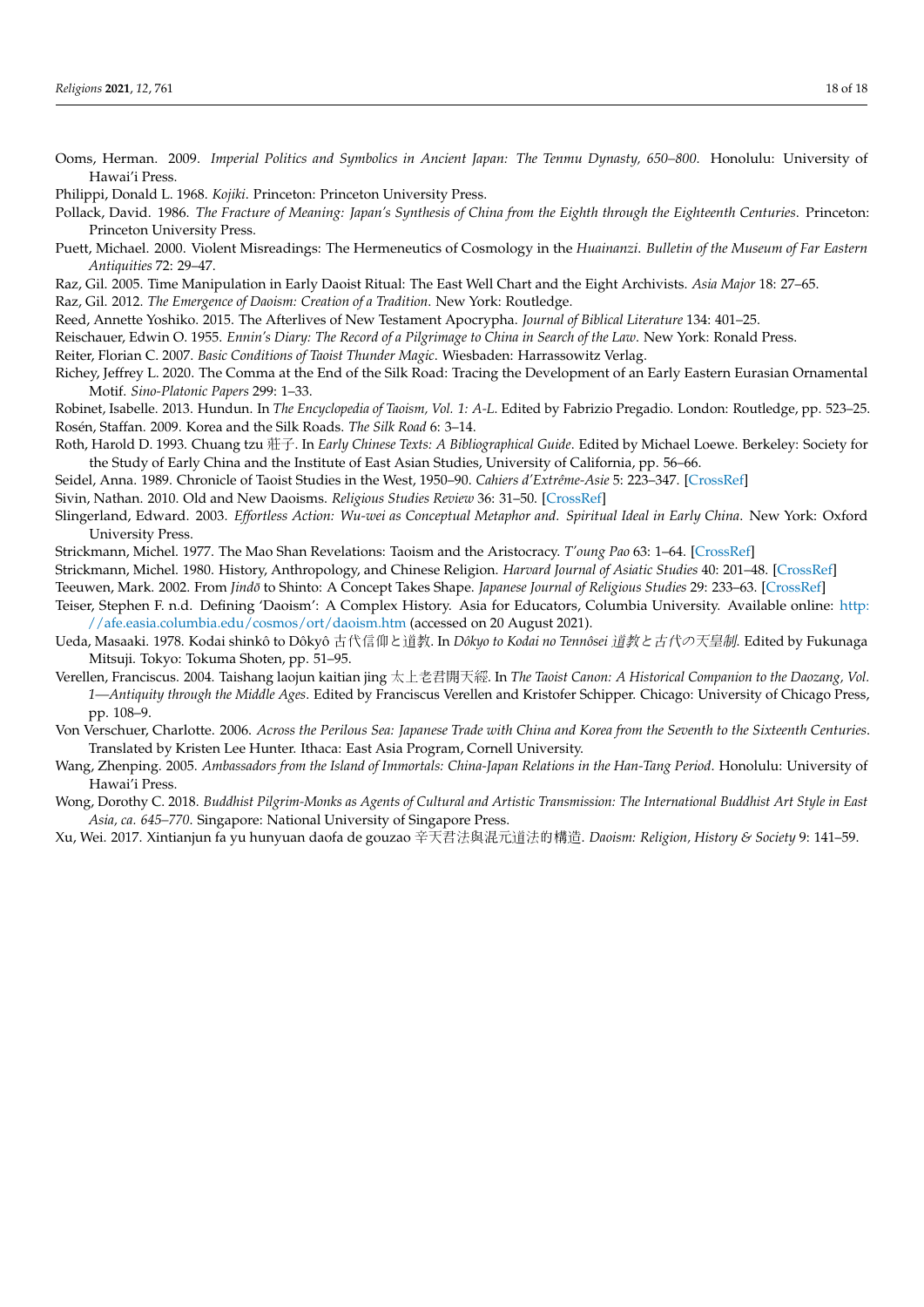Ooms, Herman. 2009. *Imperial Politics and Symbolics in Ancient Japan: The Tenmu Dynasty, 650–800*. Honolulu: University of Hawai'i Press.

Philippi, Donald L. 1968. *Kojiki*. Princeton: Princeton University Press.

Pollack, David. 1986. *The Fracture of Meaning: Japan's Synthesis of China from the Eighth through the Eighteenth Centuries*. Princeton: Princeton University Press.

Puett, Michael. 2000. Violent Misreadings: The Hermeneutics of Cosmology in the *Huainanzi*. *Bulletin of the Museum of Far Eastern Antiquities* 72: 29–47.

Raz, Gil. 2005. Time Manipulation in Early Daoist Ritual: The East Well Chart and the Eight Archivists. *Asia Major* 18: 27–65.

Raz, Gil. 2012. *The Emergence of Daoism: Creation of a Tradition*. New York: Routledge.

Reed, Annette Yoshiko. 2015. The Afterlives of New Testament Apocrypha. *Journal of Biblical Literature* 134: 401–25.

Reischauer, Edwin O. 1955. *Ennin's Diary: The Record of a Pilgrimage to China in Search of the Law*. New York: Ronald Press.

Reiter, Florian C. 2007. *Basic Conditions of Taoist Thunder Magic*. Wiesbaden: Harrassowitz Verlag.

Richey, Jeffrey L. 2020. The Comma at the End of the Silk Road: Tracing the Development of an Early Eastern Eurasian Ornamental Motif. *Sino-Platonic Papers* 299: 1–33.

Robinet, Isabelle. 2013. Hundun. In *The Encyclopedia of Taoism, Vol. 1: A-L*. Edited by Fabrizio Pregadio. London: Routledge, pp. 523–25.

Rosén, Staffan. 2009. Korea and the Silk Roads. *The Silk Road* 6: 3–14.

Roth, Harold D. 1993. Chuang tzu 莊子. In *Early Chinese Texts: A Bibliographical Guide*. Edited by Michael Loewe. Berkeley: Society for the Study of Early China and the Institute of East Asian Studies, University of California, pp. 56–66.

Seidel, Anna. 1989. Chronicle of Taoist Studies in the West, 1950–90. *Cahiers d'Extrême-Asie* 5: 223–347. [CrossRef]

Sivin, Nathan. 2010. Old and New Daoisms. *Religious Studies Review* 36: 31–50. [CrossRef]

Slingerland, Edward. 2003. *Effortless Action: Wu-wei as Conceptual Metaphor and. Spiritual Ideal in Early China*. New York: Oxford University Press.

Strickmann, Michel. 1977. The Mao Shan Revelations: Taoism and the Aristocracy. *T'oung Pao* 63: 1–64. [CrossRef]

Strickmann, Michel. 1980. History, Anthropology, and Chinese Religion. *Harvard Journal of Asiatic Studies* 40: 201–48. [CrossRef]

Teeuwen, Mark. 2002. From *Jindō* to Shinto: A Concept Takes Shape. *Japanese Journal of Religious Studies* 29: 233–63. [CrossRef]

Teiser, Stephen F. n.d. Defining 'Daoism': A Complex History. Asia for Educators, Columbia University. Available online: http://afe.easia.columbia.edu/cosmos/ort/daoism.htm (accessed on 20 August 2021).

Ueda, Masaaki. 1978. Kodai shinkô to Dôkyô 古代信仰と道教. In *Dôkyo to Kodai no Tennôsei 道教と古代の天皇制*. Edited by Fukunaga Mitsuji. Tokyo: Tokuma Shoten, pp. 51–95.

Verellen, Franciscus. 2004. Taishang laojun kaitian jing 太上老君開天經. In *The Taoist Canon: A Historical Companion to the Daozang, Vol. 1—Antiquity through the Middle Ages*. Edited by Franciscus Verellen and Kristofer Schipper. Chicago: University of Chicago Press, pp. 108–9.

Von Verschuer, Charlotte. 2006. *Across the Perilous Sea: Japanese Trade with China and Korea from the Seventh to the Sixteenth Centuries*. Translated by Kristen Lee Hunter. Ithaca: East Asia Program, Cornell University.

Wang, Zhenping. 2005. *Ambassadors from the Island of Immortals: China-Japan Relations in the Han-Tang Period*. Honolulu: University of Hawai'i Press.

Wong, Dorothy C. 2018. *Buddhist Pilgrim-Monks as Agents of Cultural and Artistic Transmission: The International Buddhist Art Style in East Asia, ca. 645–770*. Singapore: National University of Singapore Press.

Xu, Wei. 2017. Xintianjun fa yu hunyuan daofa de gouzao 辛天君法與混元道法的構造. *Daoism: Religion, History & Society* 9: 141–59.